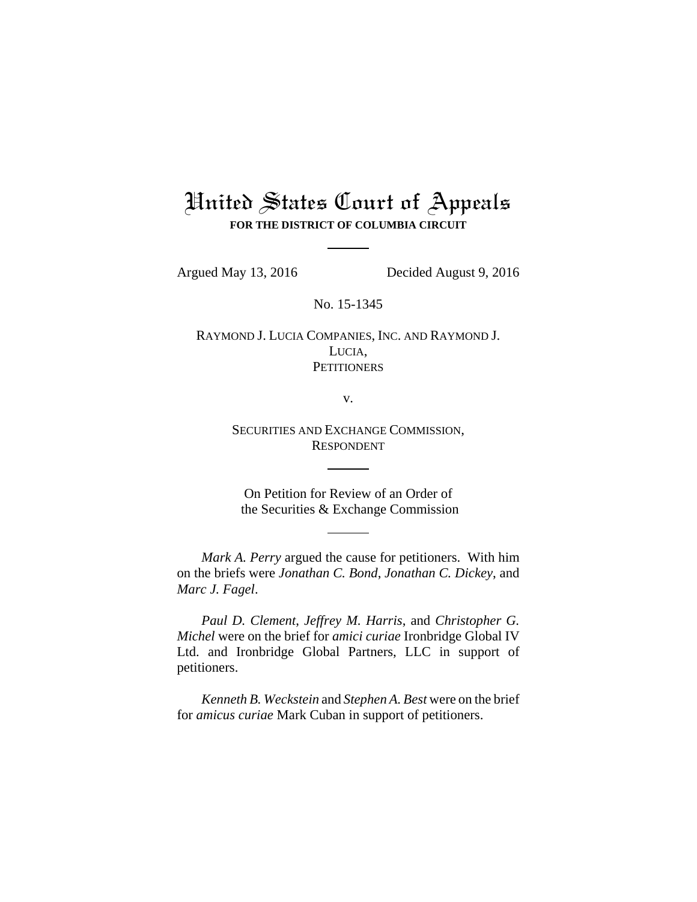# United States Court of Appeals

**FOR THE DISTRICT OF COLUMBIA CIRCUIT**

---

Argued May 13, 2016 Decided August 9, 2016

No. 15-1345

RAYMOND J. LUCIA COMPANIES, INC. AND RAYMOND J. LUCIA,
PETITIONERS

v.

SECURITIES AND EXCHANGE COMMISSION,
RESPONDENT

---

On Petition for Review of an Order of
the Securities & Exchange Commission

---

*Mark A. Perry* argued the cause for petitioners. With him on the briefs were *Jonathan C. Bond*, *Jonathan C. Dickey*, and *Marc J. Fagel*.

*Paul D. Clement*, *Jeffrey M. Harris*, and *Christopher G. Michel* were on the brief for *amici curiae* Ironbridge Global IV Ltd. and Ironbridge Global Partners, LLC in support of petitioners.

*Kenneth B. Weckstein* and *Stephen A. Best* were on the brief for *amicus curiae* Mark Cuban in support of petitioners.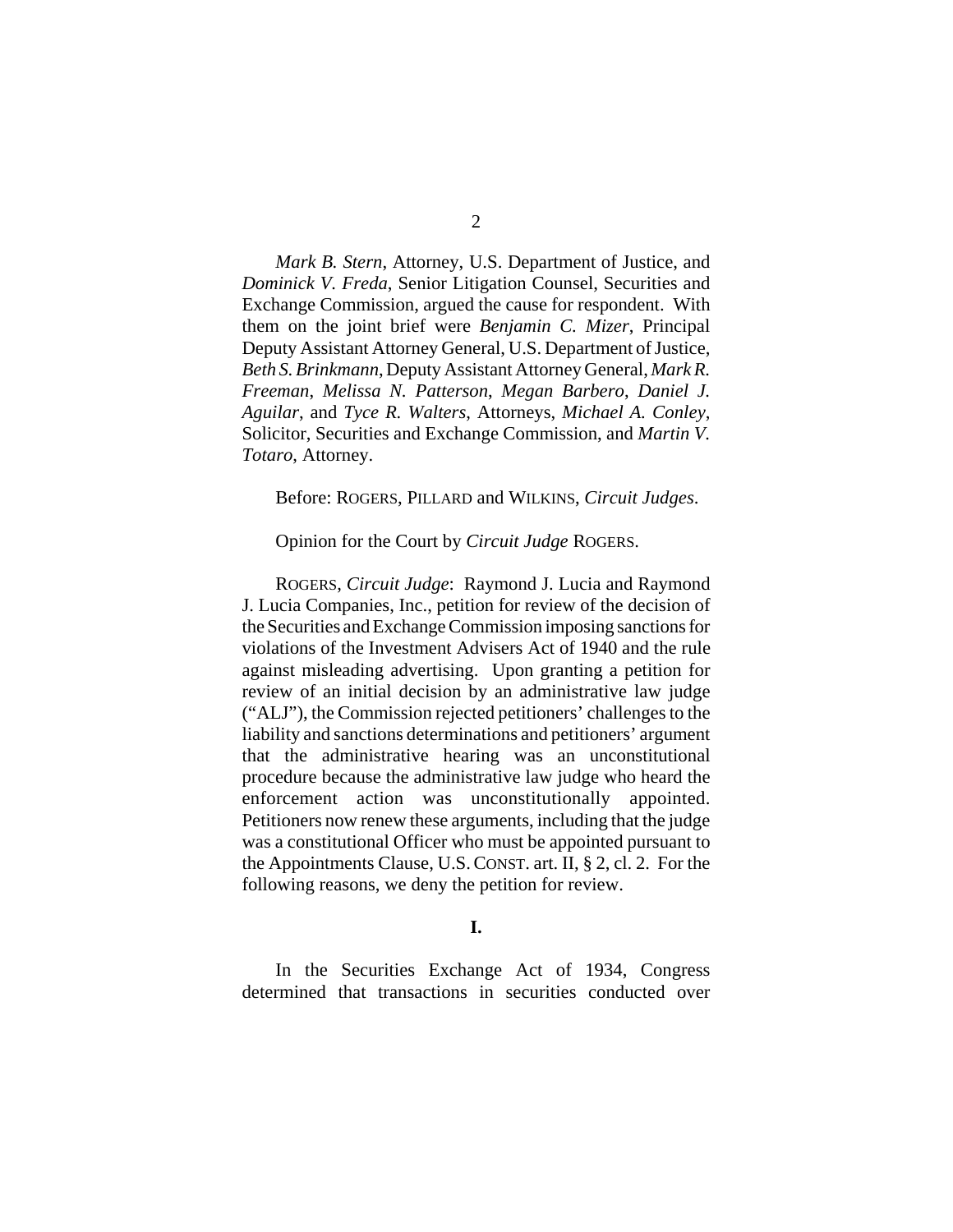*Mark B. Stern*, Attorney, U.S. Department of Justice, and *Dominick V. Freda*, Senior Litigation Counsel, Securities and Exchange Commission, argued the cause for respondent. With them on the joint brief were *Benjamin C. Mizer*, Principal Deputy Assistant Attorney General, U.S. Department of Justice, *Beth S. Brinkmann*, Deputy Assistant Attorney General, *Mark R. Freeman*, *Melissa N. Patterson*, *Megan Barbero*, *Daniel J. Aguilar*, and *Tyce R. Walters*, Attorneys, *Michael A. Conley*, Solicitor, Securities and Exchange Commission, and *Martin V. Totaro*, Attorney.

Before: ROGERS, PILLARD and WILKINS, *Circuit Judges*.

Opinion for the Court by *Circuit Judge* ROGERS.

ROGERS, *Circuit Judge*: Raymond J. Lucia and Raymond J. Lucia Companies, Inc., petition for review of the decision of the Securities and Exchange Commission imposing sanctions for violations of the Investment Advisers Act of 1940 and the rule against misleading advertising. Upon granting a petition for review of an initial decision by an administrative law judge ("ALJ"), the Commission rejected petitioners' challenges to the liability and sanctions determinations and petitioners' argument that the administrative hearing was an unconstitutional procedure because the administrative law judge who heard the enforcement action was unconstitutionally appointed. Petitioners now renew these arguments, including that the judge was a constitutional Officer who must be appointed pursuant to the Appointments Clause, U.S. CONST. art. II, § 2, cl. 2. For the following reasons, we deny the petition for review.

**I.**

In the Securities Exchange Act of 1934, Congress determined that transactions in securities conducted over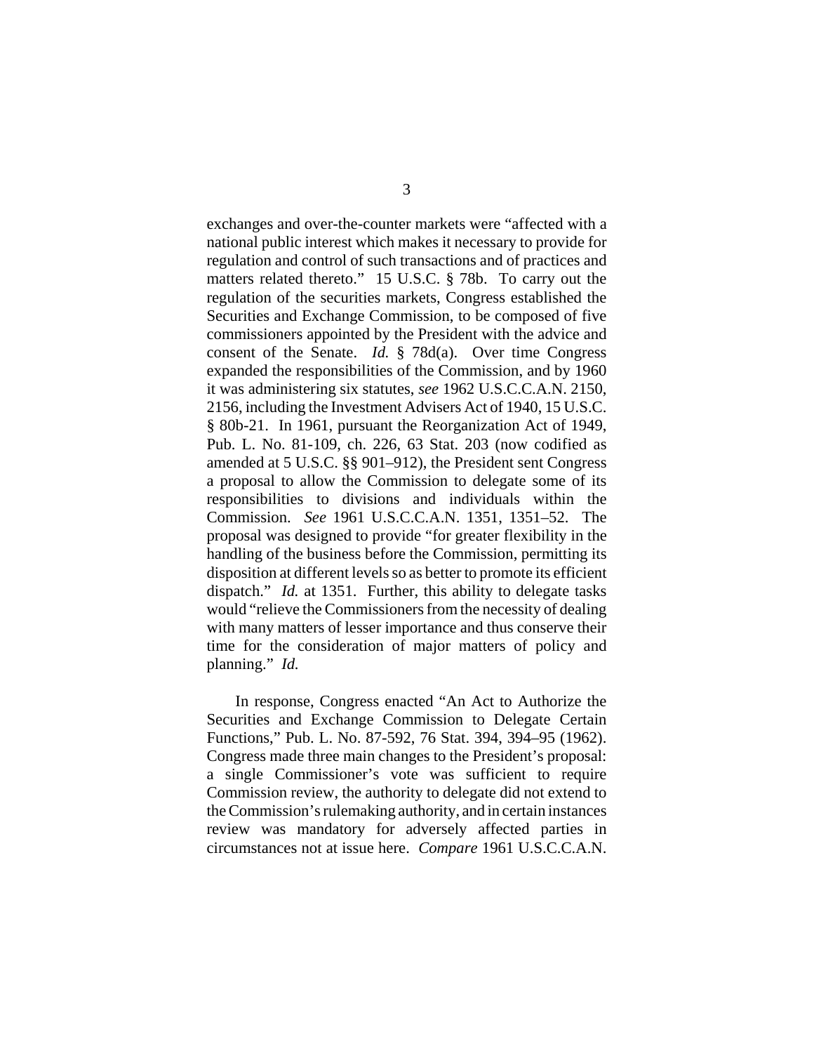exchanges and over-the-counter markets were "affected with a national public interest which makes it necessary to provide for regulation and control of such transactions and of practices and matters related thereto." 15 U.S.C. § 78b. To carry out the regulation of the securities markets, Congress established the Securities and Exchange Commission, to be composed of five commissioners appointed by the President with the advice and consent of the Senate. *Id.* § 78d(a). Over time Congress expanded the responsibilities of the Commission, and by 1960 it was administering six statutes, *see* 1962 U.S.C.C.A.N. 2150, 2156, including the Investment Advisers Act of 1940, 15 U.S.C. § 80b-21. In 1961, pursuant the Reorganization Act of 1949, Pub. L. No. 81-109, ch. 226, 63 Stat. 203 (now codified as amended at 5 U.S.C. §§ 901–912), the President sent Congress a proposal to allow the Commission to delegate some of its responsibilities to divisions and individuals within the Commission. *See* 1961 U.S.C.C.A.N. 1351, 1351–52. The proposal was designed to provide "for greater flexibility in the handling of the business before the Commission, permitting its disposition at different levels so as better to promote its efficient dispatch." *Id.* at 1351. Further, this ability to delegate tasks would "relieve the Commissioners from the necessity of dealing with many matters of lesser importance and thus conserve their time for the consideration of major matters of policy and planning." *Id.*

In response, Congress enacted "An Act to Authorize the Securities and Exchange Commission to Delegate Certain Functions," Pub. L. No. 87-592, 76 Stat. 394, 394–95 (1962). Congress made three main changes to the President's proposal: a single Commissioner's vote was sufficient to require Commission review, the authority to delegate did not extend to the Commission's rulemaking authority, and in certain instances review was mandatory for adversely affected parties in circumstances not at issue here. *Compare* 1961 U.S.C.C.A.N.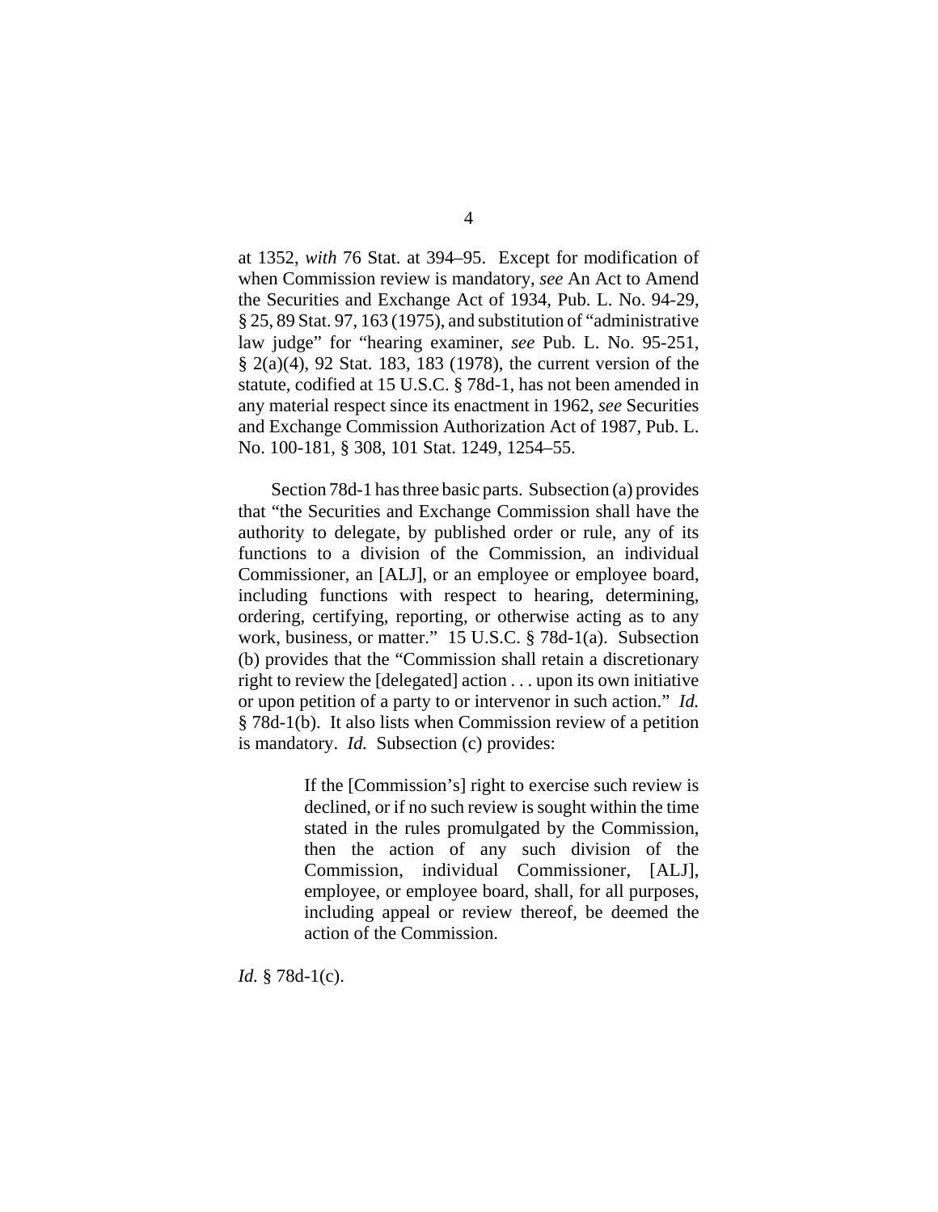at 1352, *with* 76 Stat. at 394–95. Except for modification of when Commission review is mandatory, *see* An Act to Amend the Securities and Exchange Act of 1934, Pub. L. No. 94-29, § 25, 89 Stat. 97, 163 (1975), and substitution of "administrative law judge" for "hearing examiner, *see* Pub. L. No. 95-251, § 2(a)(4), 92 Stat. 183, 183 (1978), the current version of the statute, codified at 15 U.S.C. § 78d-1, has not been amended in any material respect since its enactment in 1962, *see* Securities and Exchange Commission Authorization Act of 1987, Pub. L. No. 100-181, § 308, 101 Stat. 1249, 1254–55.

Section 78d-1 has three basic parts. Subsection (a) provides that "the Securities and Exchange Commission shall have the authority to delegate, by published order or rule, any of its functions to a division of the Commission, an individual Commissioner, an [ALJ], or an employee or employee board, including functions with respect to hearing, determining, ordering, certifying, reporting, or otherwise acting as to any work, business, or matter." 15 U.S.C. § 78d-1(a). Subsection (b) provides that the "Commission shall retain a discretionary right to review the [delegated] action . . . upon its own initiative or upon petition of a party to or intervenor in such action." *Id.* § 78d-1(b). It also lists when Commission review of a petition is mandatory. *Id.* Subsection (c) provides:

> If the [Commission's] right to exercise such review is declined, or if no such review is sought within the time stated in the rules promulgated by the Commission, then the action of any such division of the Commission, individual Commissioner, [ALJ], employee, or employee board, shall, for all purposes, including appeal or review thereof, be deemed the action of the Commission.

*Id.* § 78d-1(c).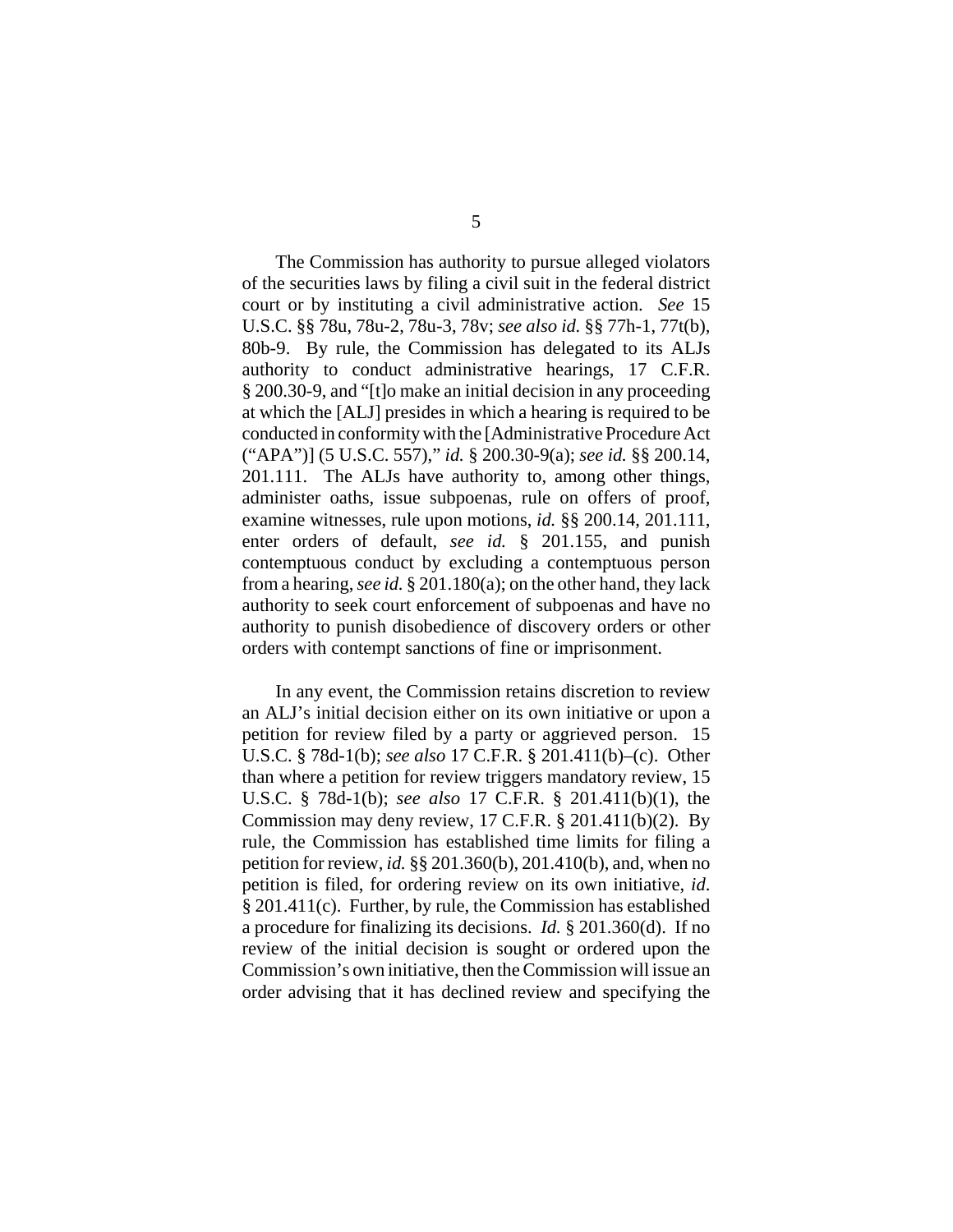The Commission has authority to pursue alleged violators of the securities laws by filing a civil suit in the federal district court or by instituting a civil administrative action. *See* 15 U.S.C. §§ 78u, 78u-2, 78u-3, 78v; *see also id.* §§ 77h-1, 77t(b), 80b-9. By rule, the Commission has delegated to its ALJs authority to conduct administrative hearings, 17 C.F.R. § 200.30-9, and "[t]o make an initial decision in any proceeding at which the [ALJ] presides in which a hearing is required to be conducted in conformity with the [Administrative Procedure Act ("APA")] (5 U.S.C. 557)," *id.* § 200.30-9(a); *see id.* §§ 200.14, 201.111. The ALJs have authority to, among other things, administer oaths, issue subpoenas, rule on offers of proof, examine witnesses, rule upon motions, *id.* §§ 200.14, 201.111, enter orders of default, *see id.* § 201.155, and punish contemptuous conduct by excluding a contemptuous person from a hearing, *see id.* § 201.180(a); on the other hand, they lack authority to seek court enforcement of subpoenas and have no authority to punish disobedience of discovery orders or other orders with contempt sanctions of fine or imprisonment.

In any event, the Commission retains discretion to review an ALJ's initial decision either on its own initiative or upon a petition for review filed by a party or aggrieved person. 15 U.S.C. § 78d-1(b); *see also* 17 C.F.R. § 201.411(b)–(c). Other than where a petition for review triggers mandatory review, 15 U.S.C. § 78d-1(b); *see also* 17 C.F.R. § 201.411(b)(1), the Commission may deny review, 17 C.F.R. § 201.411(b)(2). By rule, the Commission has established time limits for filing a petition for review, *id.* §§ 201.360(b), 201.410(b), and, when no petition is filed, for ordering review on its own initiative, *id.* § 201.411(c). Further, by rule, the Commission has established a procedure for finalizing its decisions. *Id.* § 201.360(d). If no review of the initial decision is sought or ordered upon the Commission's own initiative, then the Commission will issue an order advising that it has declined review and specifying the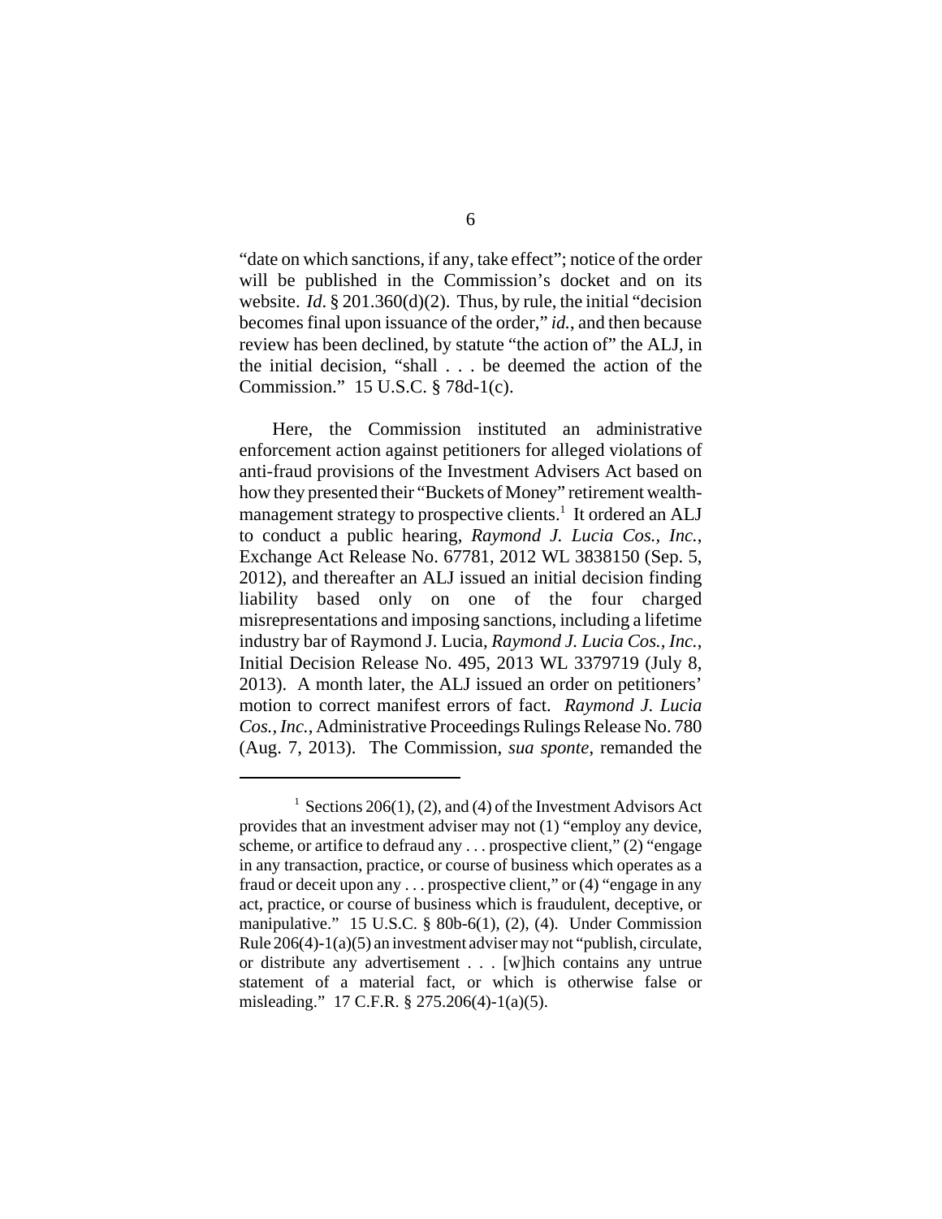"date on which sanctions, if any, take effect"; notice of the order will be published in the Commission's docket and on its website. *Id*. § 201.360(d)(2). Thus, by rule, the initial "decision becomes final upon issuance of the order," *id.*, and then because review has been declined, by statute "the action of" the ALJ, in the initial decision, "shall . . . be deemed the action of the Commission." 15 U.S.C. § 78d-1(c).

Here, the Commission instituted an administrative enforcement action against petitioners for alleged violations of anti-fraud provisions of the Investment Advisers Act based on how they presented their "Buckets of Money" retirement wealth-management strategy to prospective clients.[1] It ordered an ALJ to conduct a public hearing, *Raymond J. Lucia Cos., Inc.*, Exchange Act Release No. 67781, 2012 WL 3838150 (Sep. 5, 2012), and thereafter an ALJ issued an initial decision finding liability based only on one of the four charged misrepresentations and imposing sanctions, including a lifetime industry bar of Raymond J. Lucia, *Raymond J. Lucia Cos., Inc.*, Initial Decision Release No. 495, 2013 WL 3379719 (July 8, 2013). A month later, the ALJ issued an order on petitioners' motion to correct manifest errors of fact. *Raymond J. Lucia Cos., Inc.*, Administrative Proceedings Rulings Release No. 780 (Aug. 7, 2013). The Commission, *sua sponte*, remanded the

[1] Sections 206(1), (2), and (4) of the Investment Advisors Act provides that an investment adviser may not (1) "employ any device, scheme, or artifice to defraud any . . . prospective client," (2) "engage in any transaction, practice, or course of business which operates as a fraud or deceit upon any . . . prospective client," or (4) "engage in any act, practice, or course of business which is fraudulent, deceptive, or manipulative." 15 U.S.C. § 80b-6(1), (2), (4). Under Commission Rule 206(4)-1(a)(5) an investment adviser may not "publish, circulate, or distribute any advertisement . . . [w]hich contains any untrue statement of a material fact, or which is otherwise false or misleading." 17 C.F.R. § 275.206(4)-1(a)(5).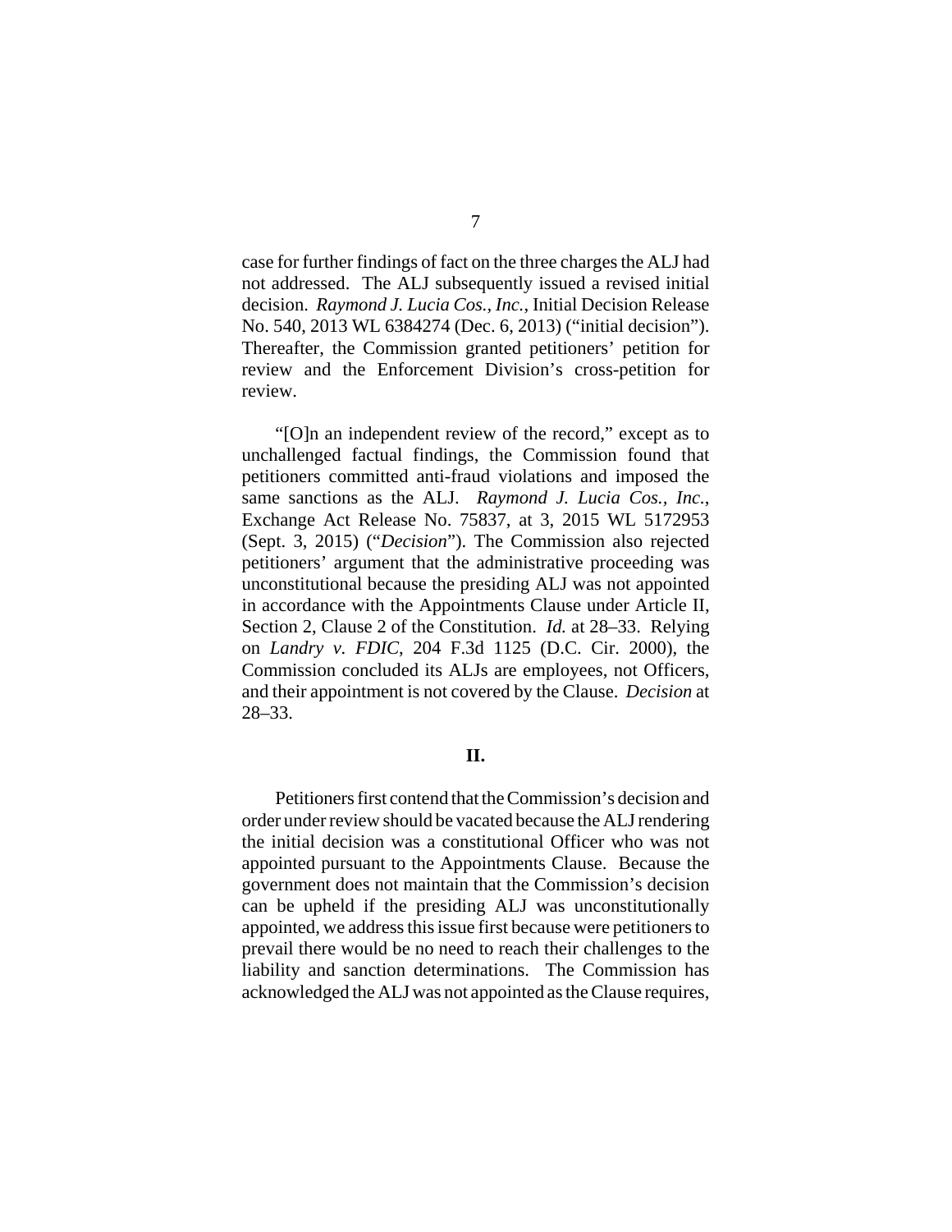case for further findings of fact on the three charges the ALJ had not addressed. The ALJ subsequently issued a revised initial decision. *Raymond J. Lucia Cos., Inc.*, Initial Decision Release No. 540, 2013 WL 6384274 (Dec. 6, 2013) ("initial decision"). Thereafter, the Commission granted petitioners' petition for review and the Enforcement Division's cross-petition for review.

"[O]n an independent review of the record," except as to unchallenged factual findings, the Commission found that petitioners committed anti-fraud violations and imposed the same sanctions as the ALJ. *Raymond J. Lucia Cos., Inc.*, Exchange Act Release No. 75837, at 3, 2015 WL 5172953 (Sept. 3, 2015) ("*Decision*"). The Commission also rejected petitioners' argument that the administrative proceeding was unconstitutional because the presiding ALJ was not appointed in accordance with the Appointments Clause under Article II, Section 2, Clause 2 of the Constitution. *Id.* at 28–33. Relying on *Landry v. FDIC*, 204 F.3d 1125 (D.C. Cir. 2000), the Commission concluded its ALJs are employees, not Officers, and their appointment is not covered by the Clause. *Decision* at 28–33.

## II.

Petitioners first contend that the Commission's decision and order under review should be vacated because the ALJ rendering the initial decision was a constitutional Officer who was not appointed pursuant to the Appointments Clause. Because the government does not maintain that the Commission's decision can be upheld if the presiding ALJ was unconstitutionally appointed, we address this issue first because were petitioners to prevail there would be no need to reach their challenges to the liability and sanction determinations. The Commission has acknowledged the ALJ was not appointed as the Clause requires,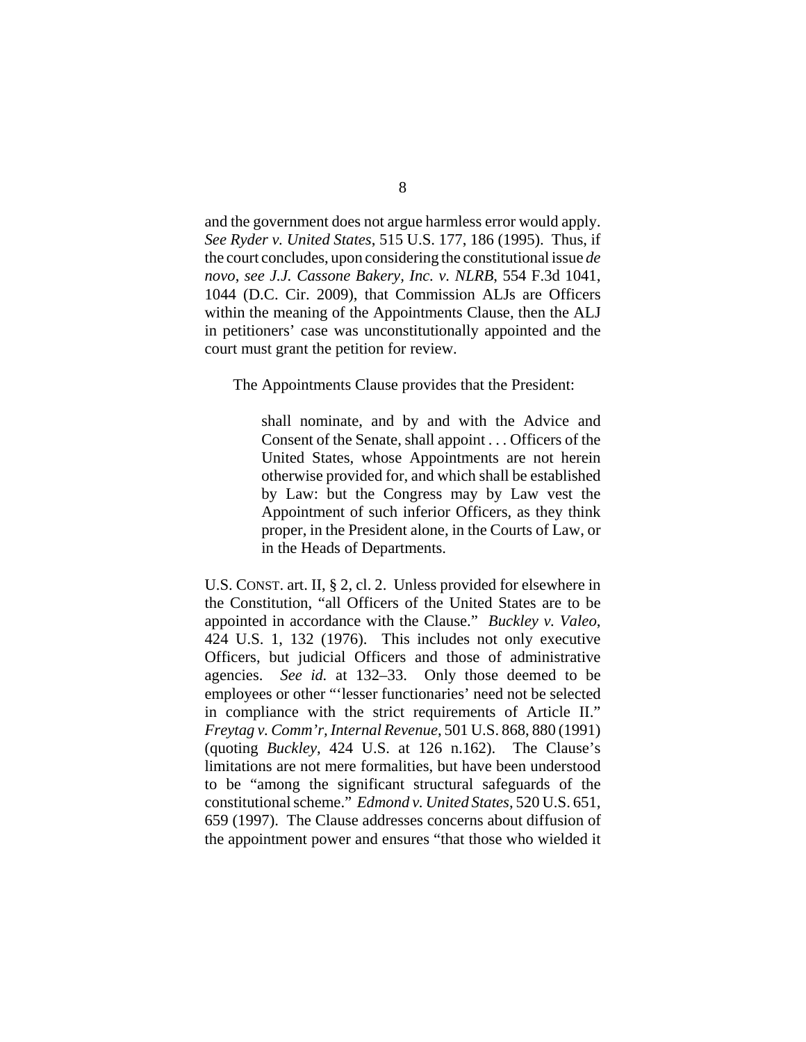and the government does not argue harmless error would apply. *See Ryder v. United States*, 515 U.S. 177, 186 (1995). Thus, if the court concludes, upon considering the constitutional issue *de novo*, *see J.J. Cassone Bakery, Inc. v. NLRB*, 554 F.3d 1041, 1044 (D.C. Cir. 2009), that Commission ALJs are Officers within the meaning of the Appointments Clause, then the ALJ in petitioners' case was unconstitutionally appointed and the court must grant the petition for review.

The Appointments Clause provides that the President:

> shall nominate, and by and with the Advice and Consent of the Senate, shall appoint . . . Officers of the United States, whose Appointments are not herein otherwise provided for, and which shall be established by Law: but the Congress may by Law vest the Appointment of such inferior Officers, as they think proper, in the President alone, in the Courts of Law, or in the Heads of Departments.

U.S. CONST. art. II, § 2, cl. 2. Unless provided for elsewhere in the Constitution, "all Officers of the United States are to be appointed in accordance with the Clause." *Buckley v. Valeo*, 424 U.S. 1, 132 (1976). This includes not only executive Officers, but judicial Officers and those of administrative agencies. *See id.* at 132–33. Only those deemed to be employees or other "'lesser functionaries' need not be selected in compliance with the strict requirements of Article II." *Freytag v. Comm'r, Internal Revenue*, 501 U.S. 868, 880 (1991) (quoting *Buckley*, 424 U.S. at 126 n.162). The Clause's limitations are not mere formalities, but have been understood to be "among the significant structural safeguards of the constitutional scheme." *Edmond v. United States*, 520 U.S. 651, 659 (1997). The Clause addresses concerns about diffusion of the appointment power and ensures "that those who wielded it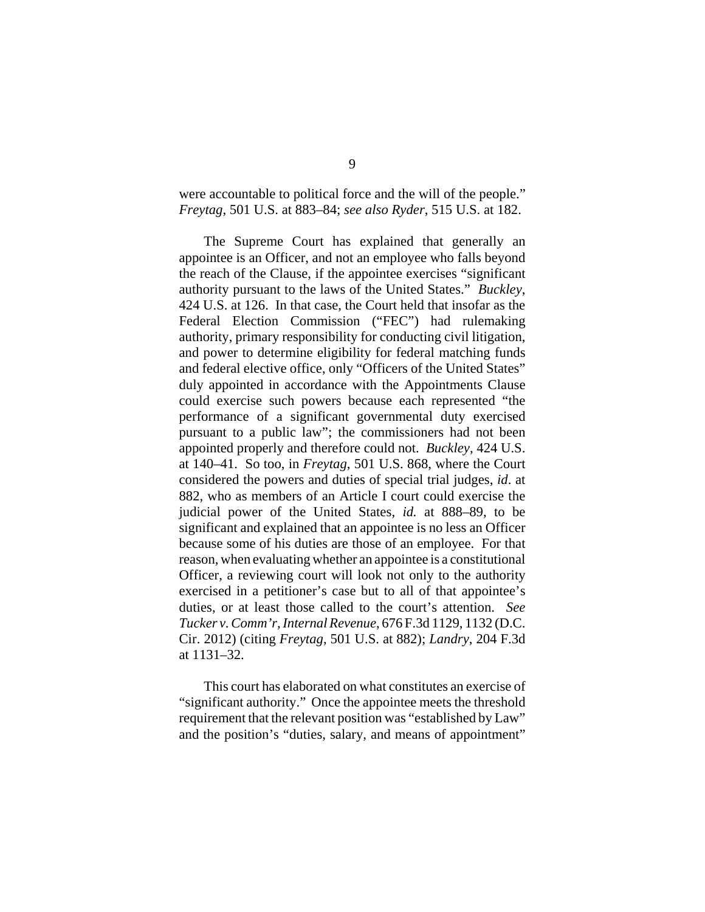were accountable to political force and the will of the people." *Freytag*, 501 U.S. at 883–84; *see also Ryder*, 515 U.S. at 182.

The Supreme Court has explained that generally an appointee is an Officer, and not an employee who falls beyond the reach of the Clause, if the appointee exercises "significant authority pursuant to the laws of the United States." *Buckley*, 424 U.S. at 126. In that case, the Court held that insofar as the Federal Election Commission ("FEC") had rulemaking authority, primary responsibility for conducting civil litigation, and power to determine eligibility for federal matching funds and federal elective office, only "Officers of the United States" duly appointed in accordance with the Appointments Clause could exercise such powers because each represented "the performance of a significant governmental duty exercised pursuant to a public law"; the commissioners had not been appointed properly and therefore could not. *Buckley*, 424 U.S. at 140–41. So too, in *Freytag*, 501 U.S. 868, where the Court considered the powers and duties of special trial judges, *id*. at 882, who as members of an Article I court could exercise the judicial power of the United States, *id.* at 888–89, to be significant and explained that an appointee is no less an Officer because some of his duties are those of an employee. For that reason, when evaluating whether an appointee is a constitutional Officer, a reviewing court will look not only to the authority exercised in a petitioner's case but to all of that appointee's duties, or at least those called to the court's attention. *See Tucker v. Comm'r, Internal Revenue*, 676 F.3d 1129, 1132 (D.C. Cir. 2012) (citing *Freytag*, 501 U.S. at 882); *Landry*, 204 F.3d at 1131–32.

This court has elaborated on what constitutes an exercise of "significant authority." Once the appointee meets the threshold requirement that the relevant position was "established by Law" and the position's "duties, salary, and means of appointment"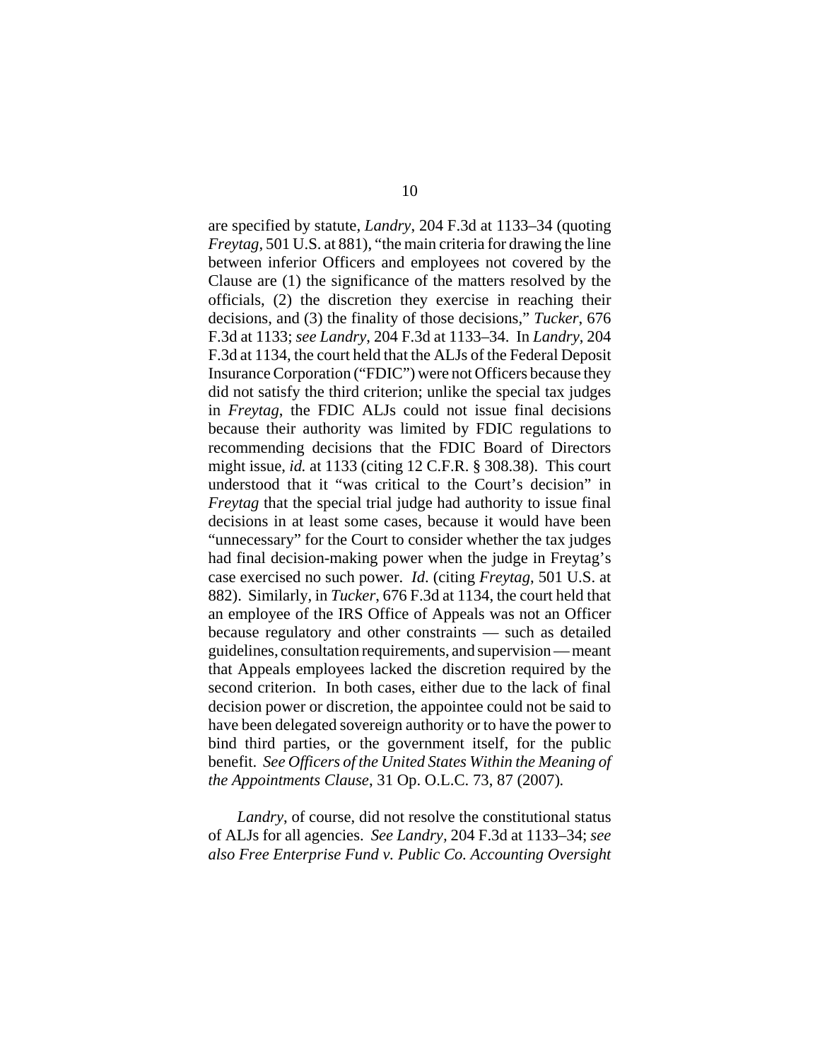are specified by statute, *Landry*, 204 F.3d at 1133–34 (quoting *Freytag*, 501 U.S. at 881), "the main criteria for drawing the line between inferior Officers and employees not covered by the Clause are (1) the significance of the matters resolved by the officials, (2) the discretion they exercise in reaching their decisions, and (3) the finality of those decisions," *Tucker*, 676 F.3d at 1133; *see Landry*, 204 F.3d at 1133–34. In *Landry*, 204 F.3d at 1134, the court held that the ALJs of the Federal Deposit Insurance Corporation ("FDIC") were not Officers because they did not satisfy the third criterion; unlike the special tax judges in *Freytag*, the FDIC ALJs could not issue final decisions because their authority was limited by FDIC regulations to recommending decisions that the FDIC Board of Directors might issue, *id.* at 1133 (citing 12 C.F.R. § 308.38). This court understood that it "was critical to the Court's decision" in *Freytag* that the special trial judge had authority to issue final decisions in at least some cases, because it would have been "unnecessary" for the Court to consider whether the tax judges had final decision-making power when the judge in Freytag's case exercised no such power. *Id.* (citing *Freytag*, 501 U.S. at 882). Similarly, in *Tucker*, 676 F.3d at 1134, the court held that an employee of the IRS Office of Appeals was not an Officer because regulatory and other constraints — such as detailed guidelines, consultation requirements, and supervision — meant that Appeals employees lacked the discretion required by the second criterion. In both cases, either due to the lack of final decision power or discretion, the appointee could not be said to have been delegated sovereign authority or to have the power to bind third parties, or the government itself, for the public benefit. *See Officers of the United States Within the Meaning of the Appointments Clause*, 31 Op. O.L.C. 73, 87 (2007).

*Landry*, of course, did not resolve the constitutional status of ALJs for all agencies. *See Landry*, 204 F.3d at 1133–34; *see also Free Enterprise Fund v. Public Co. Accounting Oversight*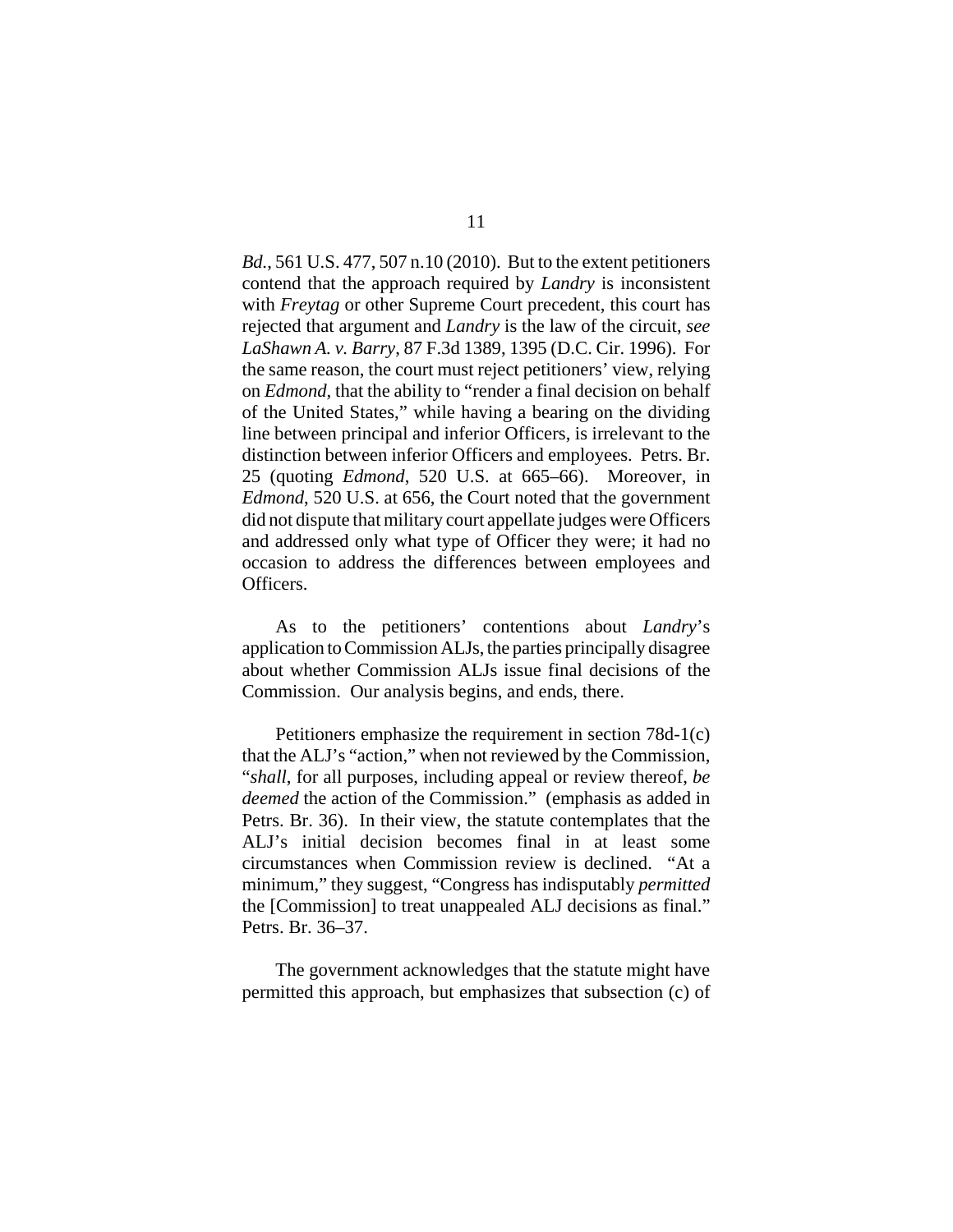*Bd.*, 561 U.S. 477, 507 n.10 (2010). But to the extent petitioners contend that the approach required by *Landry* is inconsistent with *Freytag* or other Supreme Court precedent, this court has rejected that argument and *Landry* is the law of the circuit, *see LaShawn A. v. Barry*, 87 F.3d 1389, 1395 (D.C. Cir. 1996). For the same reason, the court must reject petitioners' view, relying on *Edmond*, that the ability to "render a final decision on behalf of the United States," while having a bearing on the dividing line between principal and inferior Officers, is irrelevant to the distinction between inferior Officers and employees. Petrs. Br. 25 (quoting *Edmond*, 520 U.S. at 665–66). Moreover, in *Edmond*, 520 U.S. at 656, the Court noted that the government did not dispute that military court appellate judges were Officers and addressed only what type of Officer they were; it had no occasion to address the differences between employees and Officers.

As to the petitioners' contentions about *Landry*'s application to Commission ALJs, the parties principally disagree about whether Commission ALJs issue final decisions of the Commission. Our analysis begins, and ends, there.

Petitioners emphasize the requirement in section 78d-1(c) that the ALJ's "action," when not reviewed by the Commission, "*shall*, for all purposes, including appeal or review thereof, *be deemed* the action of the Commission." (emphasis as added in Petrs. Br. 36). In their view, the statute contemplates that the ALJ's initial decision becomes final in at least some circumstances when Commission review is declined. "At a minimum," they suggest, "Congress has indisputably *permitted* the [Commission] to treat unappealed ALJ decisions as final." Petrs. Br. 36–37.

The government acknowledges that the statute might have permitted this approach, but emphasizes that subsection (c) of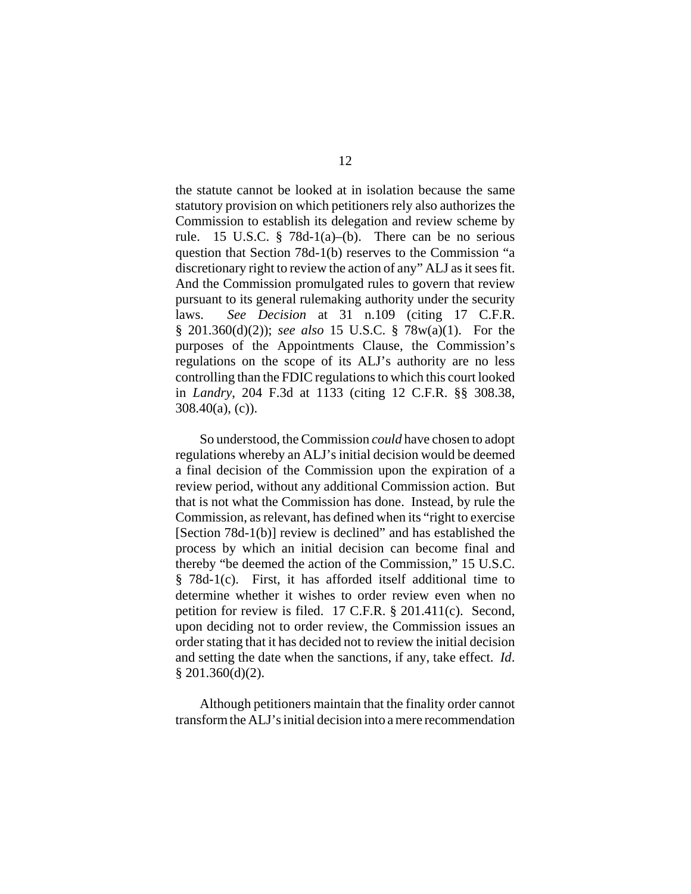the statute cannot be looked at in isolation because the same statutory provision on which petitioners rely also authorizes the Commission to establish its delegation and review scheme by rule. 15 U.S.C. § 78d-1(a)–(b). There can be no serious question that Section 78d-1(b) reserves to the Commission "a discretionary right to review the action of any" ALJ as it sees fit. And the Commission promulgated rules to govern that review pursuant to its general rulemaking authority under the security laws. *See Decision* at 31 n.109 (citing 17 C.F.R. § 201.360(d)(2)); *see also* 15 U.S.C. § 78w(a)(1). For the purposes of the Appointments Clause, the Commission's regulations on the scope of its ALJ's authority are no less controlling than the FDIC regulations to which this court looked in *Landry*, 204 F.3d at 1133 (citing 12 C.F.R. §§ 308.38, 308.40(a), (c)).

So understood, the Commission *could* have chosen to adopt regulations whereby an ALJ's initial decision would be deemed a final decision of the Commission upon the expiration of a review period, without any additional Commission action. But that is not what the Commission has done. Instead, by rule the Commission, as relevant, has defined when its "right to exercise [Section 78d-1(b)] review is declined" and has established the process by which an initial decision can become final and thereby "be deemed the action of the Commission," 15 U.S.C. § 78d-1(c). First, it has afforded itself additional time to determine whether it wishes to order review even when no petition for review is filed. 17 C.F.R. § 201.411(c). Second, upon deciding not to order review, the Commission issues an order stating that it has decided not to review the initial decision and setting the date when the sanctions, if any, take effect. *Id*. § 201.360(d)(2).

Although petitioners maintain that the finality order cannot transform the ALJ's initial decision into a mere recommendation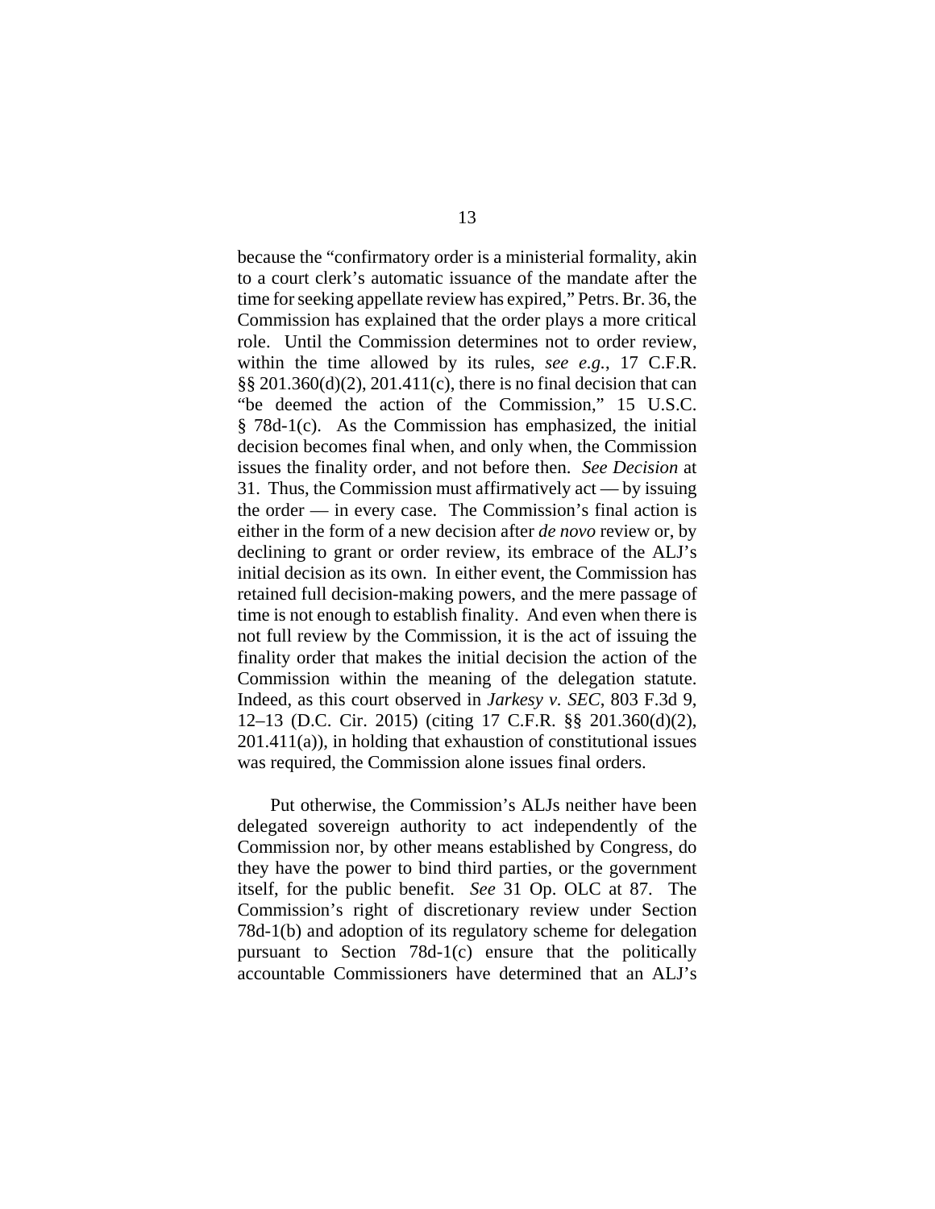because the "confirmatory order is a ministerial formality, akin to a court clerk's automatic issuance of the mandate after the time for seeking appellate review has expired," Petrs. Br. 36, the Commission has explained that the order plays a more critical role. Until the Commission determines not to order review, within the time allowed by its rules, *see e.g.*, 17 C.F.R. §§ 201.360(d)(2), 201.411(c), there is no final decision that can "be deemed the action of the Commission," 15 U.S.C. § 78d-1(c). As the Commission has emphasized, the initial decision becomes final when, and only when, the Commission issues the finality order, and not before then. *See Decision* at 31. Thus, the Commission must affirmatively act — by issuing the order — in every case. The Commission's final action is either in the form of a new decision after *de novo* review or, by declining to grant or order review, its embrace of the ALJ's initial decision as its own. In either event, the Commission has retained full decision-making powers, and the mere passage of time is not enough to establish finality. And even when there is not full review by the Commission, it is the act of issuing the finality order that makes the initial decision the action of the Commission within the meaning of the delegation statute. Indeed, as this court observed in *Jarkesy v. SEC*, 803 F.3d 9, 12–13 (D.C. Cir. 2015) (citing 17 C.F.R. §§ 201.360(d)(2), 201.411(a)), in holding that exhaustion of constitutional issues was required, the Commission alone issues final orders.

Put otherwise, the Commission's ALJs neither have been delegated sovereign authority to act independently of the Commission nor, by other means established by Congress, do they have the power to bind third parties, or the government itself, for the public benefit. *See* 31 Op. OLC at 87. The Commission's right of discretionary review under Section 78d-1(b) and adoption of its regulatory scheme for delegation pursuant to Section 78d-1(c) ensure that the politically accountable Commissioners have determined that an ALJ's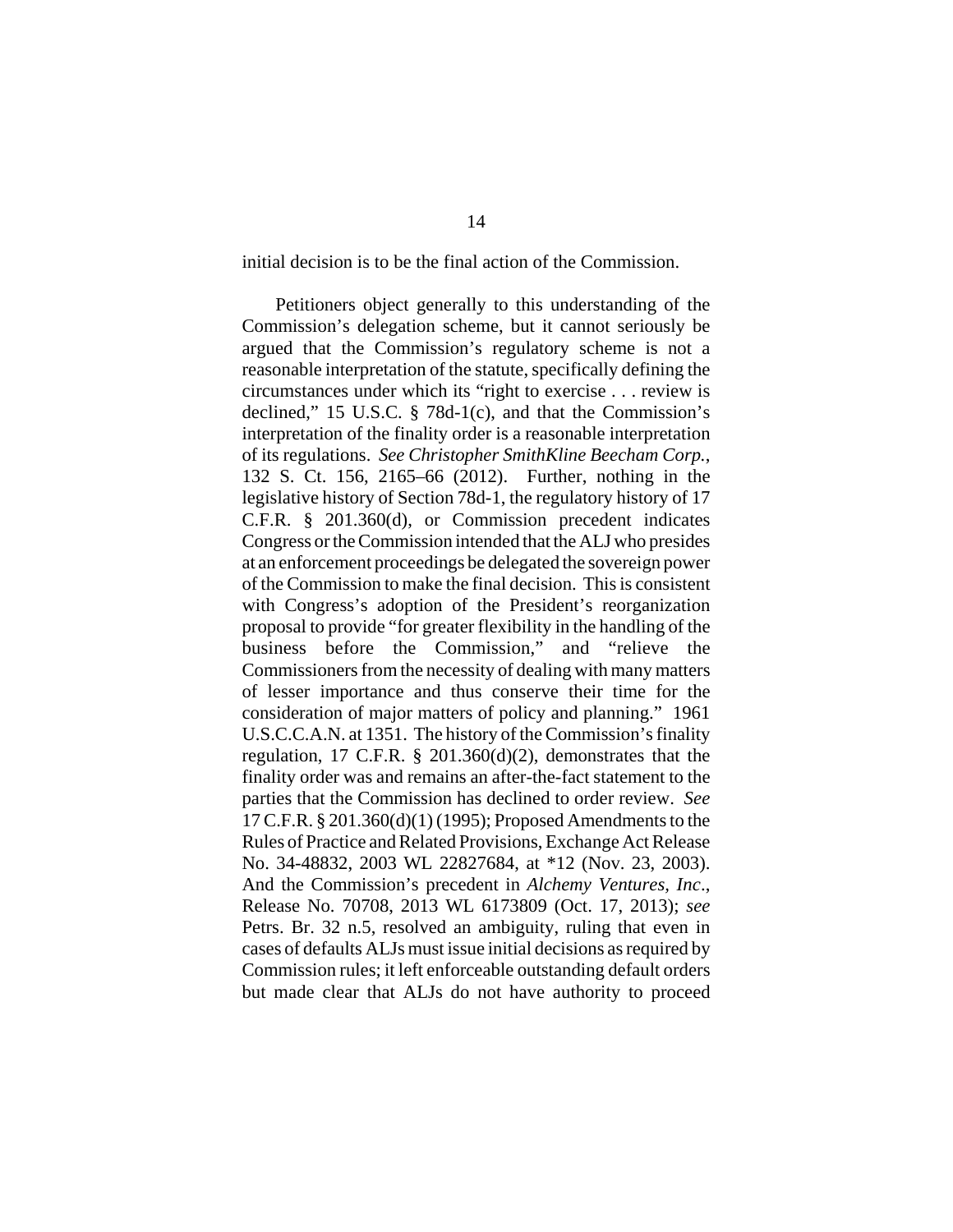initial decision is to be the final action of the Commission.

Petitioners object generally to this understanding of the Commission's delegation scheme, but it cannot seriously be argued that the Commission's regulatory scheme is not a reasonable interpretation of the statute, specifically defining the circumstances under which its "right to exercise . . . review is declined," 15 U.S.C. § 78d-1(c), and that the Commission's interpretation of the finality order is a reasonable interpretation of its regulations. *See Christopher SmithKline Beecham Corp.*, 132 S. Ct. 156, 2165–66 (2012). Further, nothing in the legislative history of Section 78d-1, the regulatory history of 17 C.F.R. § 201.360(d), or Commission precedent indicates Congress or the Commission intended that the ALJ who presides at an enforcement proceedings be delegated the sovereign power of the Commission to make the final decision. This is consistent with Congress's adoption of the President's reorganization proposal to provide "for greater flexibility in the handling of the business before the Commission," and "relieve the Commissioners from the necessity of dealing with many matters of lesser importance and thus conserve their time for the consideration of major matters of policy and planning." 1961 U.S.C.C.A.N. at 1351. The history of the Commission's finality regulation, 17 C.F.R. § 201.360(d)(2), demonstrates that the finality order was and remains an after-the-fact statement to the parties that the Commission has declined to order review. *See* 17 C.F.R. § 201.360(d)(1) (1995); Proposed Amendments to the Rules of Practice and Related Provisions, Exchange Act Release No. 34-48832, 2003 WL 22827684, at *12 (Nov. 23, 2003). And the Commission's precedent in *Alchemy Ventures, Inc*., Release No. 70708, 2013 WL 6173809 (Oct. 17, 2013); *see* Petrs. Br. 32 n.5, resolved an ambiguity, ruling that even in cases of defaults ALJs must issue initial decisions as required by Commission rules; it left enforceable outstanding default orders but made clear that ALJs do not have authority to proceed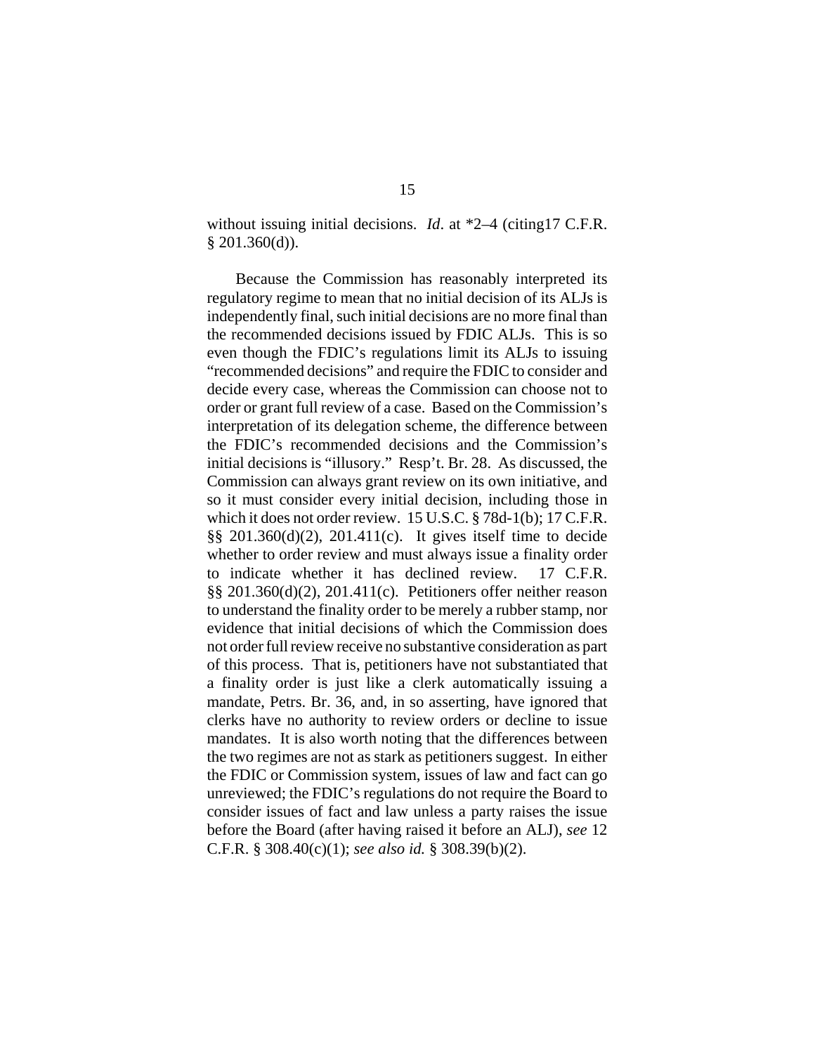without issuing initial decisions. *Id*. at *2–4 (citing17 C.F.R. § 201.360(d)).

Because the Commission has reasonably interpreted its regulatory regime to mean that no initial decision of its ALJs is independently final, such initial decisions are no more final than the recommended decisions issued by FDIC ALJs. This is so even though the FDIC's regulations limit its ALJs to issuing "recommended decisions" and require the FDIC to consider and decide every case, whereas the Commission can choose not to order or grant full review of a case. Based on the Commission's interpretation of its delegation scheme, the difference between the FDIC's recommended decisions and the Commission's initial decisions is "illusory." Resp't. Br. 28. As discussed, the Commission can always grant review on its own initiative, and so it must consider every initial decision, including those in which it does not order review. 15 U.S.C. § 78d-1(b); 17 C.F.R. §§ 201.360(d)(2), 201.411(c). It gives itself time to decide whether to order review and must always issue a finality order to indicate whether it has declined review. 17 C.F.R. §§ 201.360(d)(2), 201.411(c). Petitioners offer neither reason to understand the finality order to be merely a rubber stamp, nor evidence that initial decisions of which the Commission does not order full review receive no substantive consideration as part of this process. That is, petitioners have not substantiated that a finality order is just like a clerk automatically issuing a mandate, Petrs. Br. 36, and, in so asserting, have ignored that clerks have no authority to review orders or decline to issue mandates. It is also worth noting that the differences between the two regimes are not as stark as petitioners suggest. In either the FDIC or Commission system, issues of law and fact can go unreviewed; the FDIC's regulations do not require the Board to consider issues of fact and law unless a party raises the issue before the Board (after having raised it before an ALJ), *see* 12 C.F.R. § 308.40(c)(1); *see also id.* § 308.39(b)(2).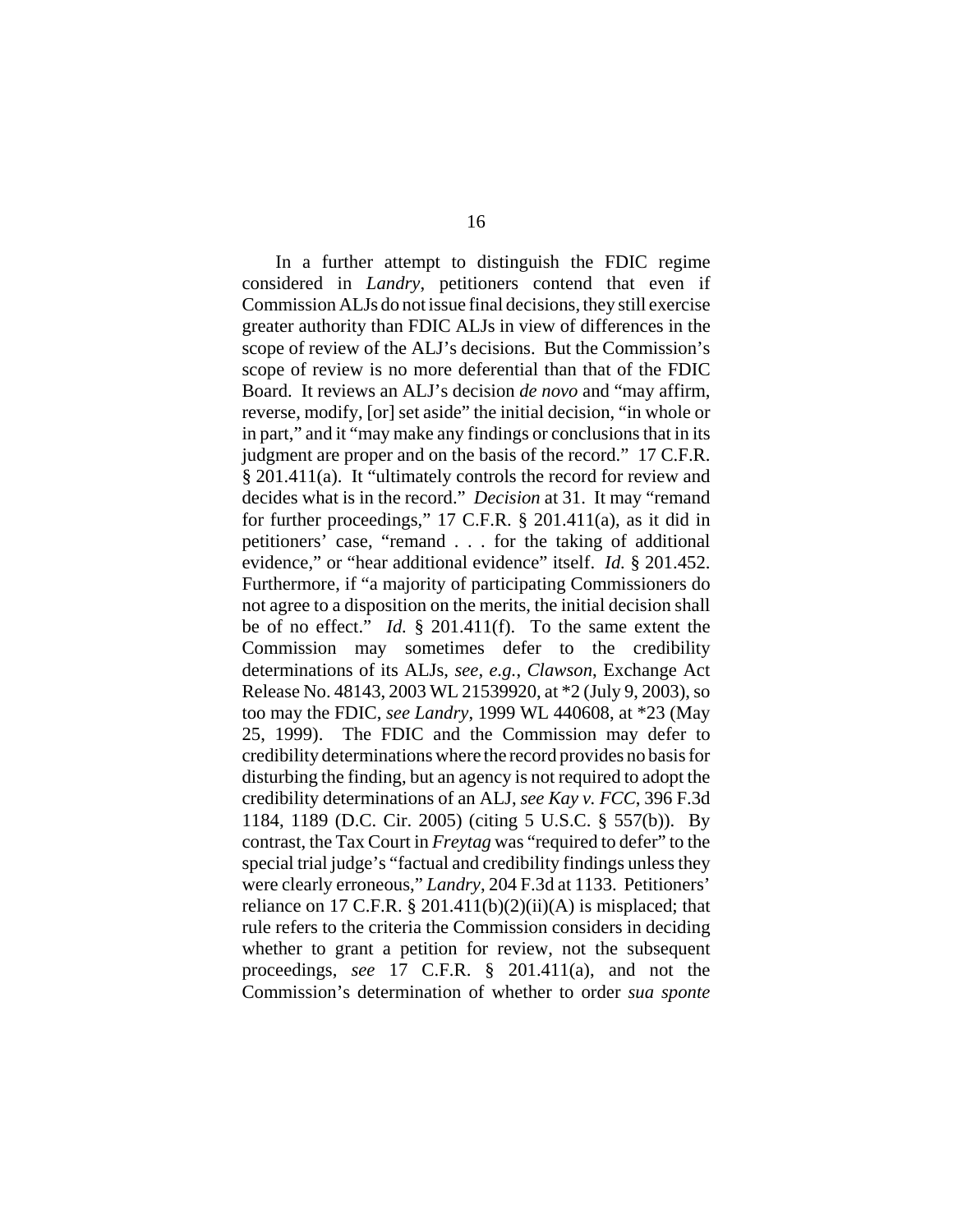In a further attempt to distinguish the FDIC regime considered in *Landry*, petitioners contend that even if Commission ALJs do not issue final decisions, they still exercise greater authority than FDIC ALJs in view of differences in the scope of review of the ALJ's decisions. But the Commission's scope of review is no more deferential than that of the FDIC Board. It reviews an ALJ's decision *de novo* and "may affirm, reverse, modify, [or] set aside" the initial decision, "in whole or in part," and it "may make any findings or conclusions that in its judgment are proper and on the basis of the record." 17 C.F.R. § 201.411(a). It "ultimately controls the record for review and decides what is in the record." *Decision* at 31. It may "remand for further proceedings," 17 C.F.R. § 201.411(a), as it did in petitioners' case, "remand . . . for the taking of additional evidence," or "hear additional evidence" itself. *Id.* § 201.452. Furthermore, if "a majority of participating Commissioners do not agree to a disposition on the merits, the initial decision shall be of no effect." *Id.* § 201.411(f). To the same extent the Commission may sometimes defer to the credibility determinations of its ALJs, *see, e.g.*, *Clawson*, Exchange Act Release No. 48143, 2003 WL 21539920, at *2 (July 9, 2003), so too may the FDIC, *see Landry*, 1999 WL 440608, at *23 (May 25, 1999). The FDIC and the Commission may defer to credibility determinations where the record provides no basis for disturbing the finding, but an agency is not required to adopt the credibility determinations of an ALJ, *see Kay v. FCC*, 396 F.3d 1184, 1189 (D.C. Cir. 2005) (citing 5 U.S.C. § 557(b)). By contrast, the Tax Court in *Freytag* was "required to defer" to the special trial judge's "factual and credibility findings unless they were clearly erroneous," *Landry*, 204 F.3d at 1133. Petitioners' reliance on 17 C.F.R. § 201.411(b)(2)(ii)(A) is misplaced; that rule refers to the criteria the Commission considers in deciding whether to grant a petition for review, not the subsequent proceedings, *see* 17 C.F.R. § 201.411(a), and not the Commission's determination of whether to order *sua sponte*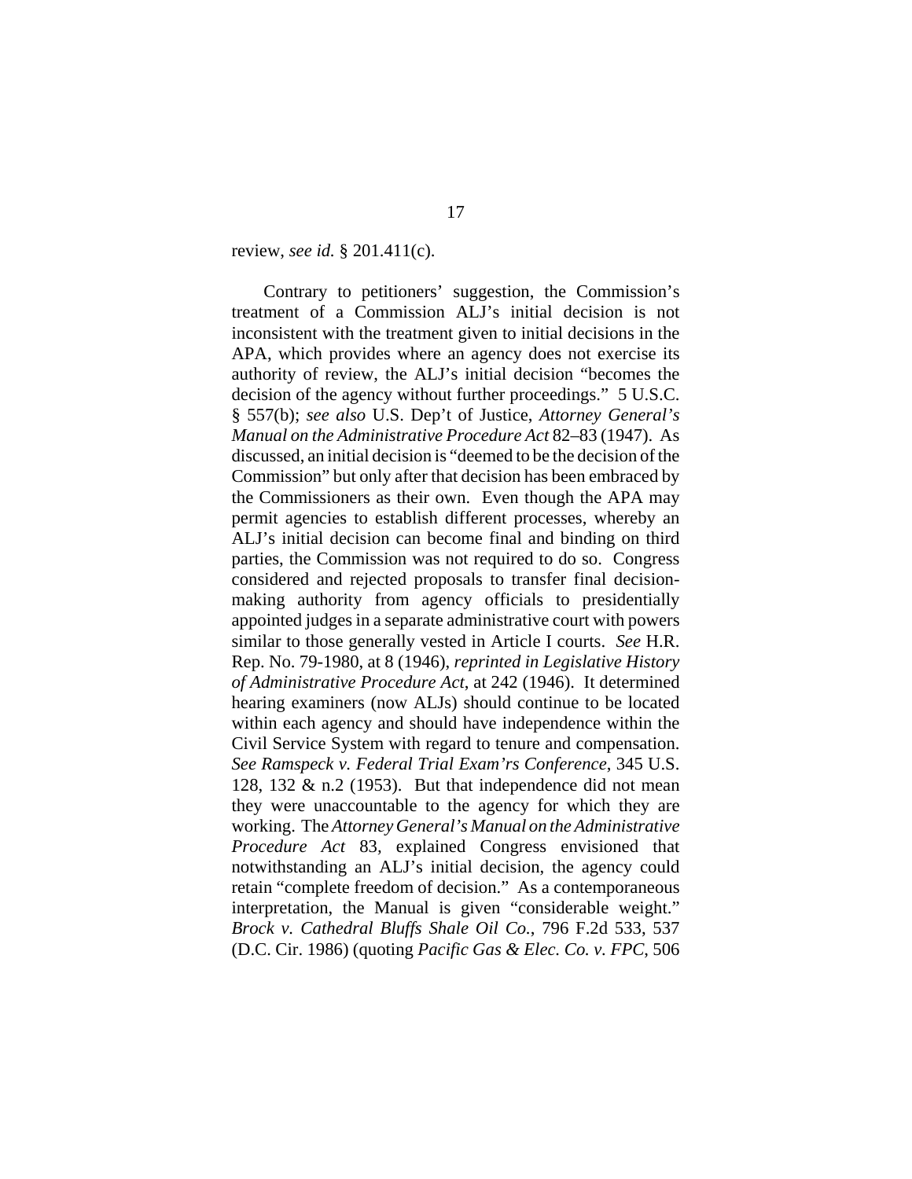review, *see id.* § 201.411(c).

Contrary to petitioners' suggestion, the Commission's treatment of a Commission ALJ's initial decision is not inconsistent with the treatment given to initial decisions in the APA, which provides where an agency does not exercise its authority of review, the ALJ's initial decision "becomes the decision of the agency without further proceedings." 5 U.S.C. § 557(b); *see also* U.S. Dep't of Justice, *Attorney General's Manual on the Administrative Procedure Act* 82–83 (1947). As discussed, an initial decision is "deemed to be the decision of the Commission" but only after that decision has been embraced by the Commissioners as their own. Even though the APA may permit agencies to establish different processes, whereby an ALJ's initial decision can become final and binding on third parties, the Commission was not required to do so. Congress considered and rejected proposals to transfer final decision-making authority from agency officials to presidentially appointed judges in a separate administrative court with powers similar to those generally vested in Article I courts. *See* H.R. Rep. No. 79-1980, at 8 (1946), *reprinted in Legislative History of Administrative Procedure Act*, at 242 (1946). It determined hearing examiners (now ALJs) should continue to be located within each agency and should have independence within the Civil Service System with regard to tenure and compensation. *See Ramspeck v. Federal Trial Exam'rs Conference*, 345 U.S. 128, 132 & n.2 (1953). But that independence did not mean they were unaccountable to the agency for which they are working. The *Attorney General's Manual on the Administrative Procedure Act* 83, explained Congress envisioned that notwithstanding an ALJ's initial decision, the agency could retain "complete freedom of decision." As a contemporaneous interpretation, the Manual is given "considerable weight." *Brock v. Cathedral Bluffs Shale Oil Co.*, 796 F.2d 533, 537 (D.C. Cir. 1986) (quoting *Pacific Gas & Elec. Co. v. FPC*, 506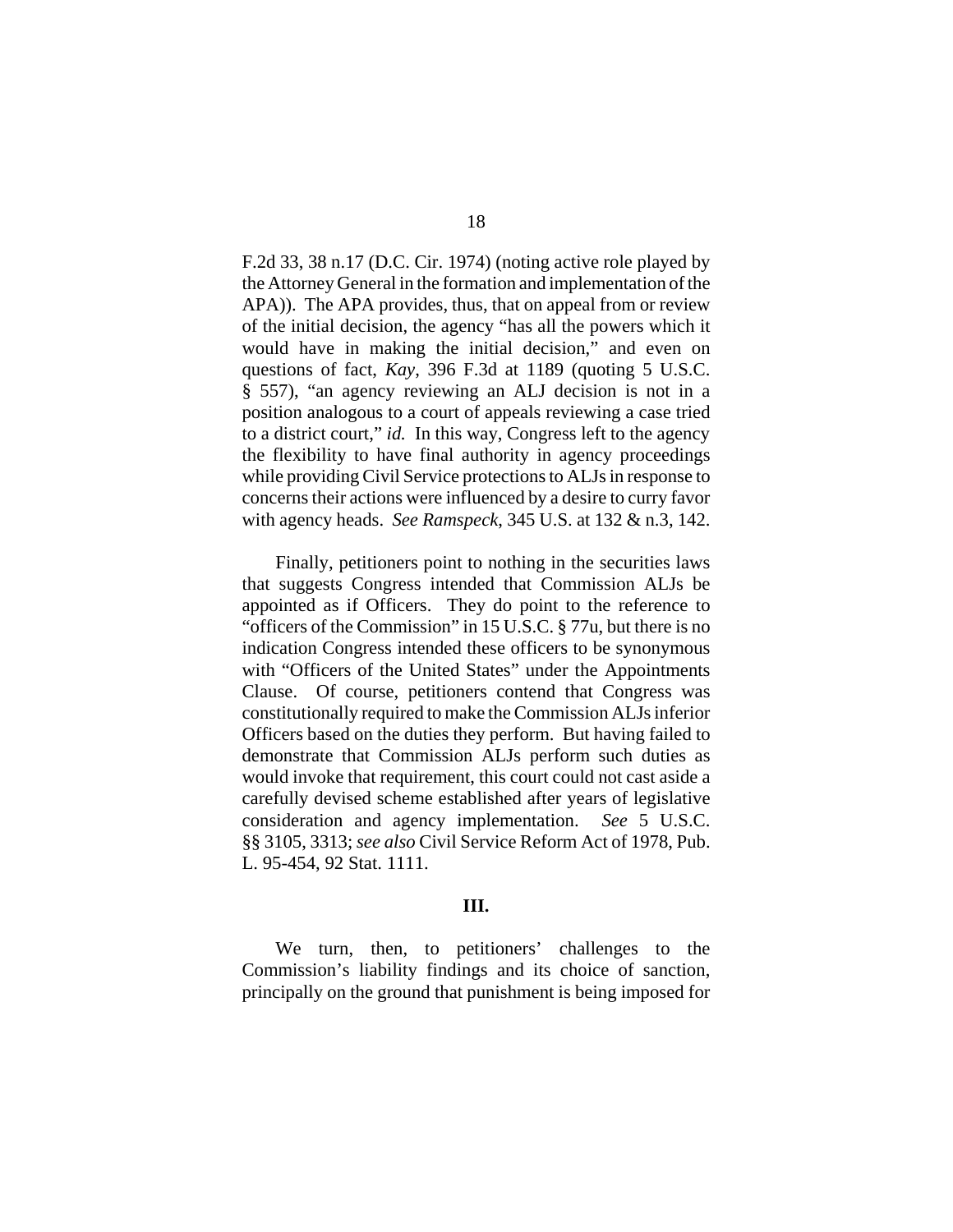F.2d 33, 38 n.17 (D.C. Cir. 1974) (noting active role played by the Attorney General in the formation and implementation of the APA)). The APA provides, thus, that on appeal from or review of the initial decision, the agency "has all the powers which it would have in making the initial decision," and even on questions of fact, *Kay*, 396 F.3d at 1189 (quoting 5 U.S.C. § 557), "an agency reviewing an ALJ decision is not in a position analogous to a court of appeals reviewing a case tried to a district court," *id.* In this way, Congress left to the agency the flexibility to have final authority in agency proceedings while providing Civil Service protections to ALJs in response to concerns their actions were influenced by a desire to curry favor with agency heads. *See Ramspeck*, 345 U.S. at 132 & n.3, 142.

Finally, petitioners point to nothing in the securities laws that suggests Congress intended that Commission ALJs be appointed as if Officers. They do point to the reference to "officers of the Commission" in 15 U.S.C. § 77u, but there is no indication Congress intended these officers to be synonymous with "Officers of the United States" under the Appointments Clause. Of course, petitioners contend that Congress was constitutionally required to make the Commission ALJs inferior Officers based on the duties they perform. But having failed to demonstrate that Commission ALJs perform such duties as would invoke that requirement, this court could not cast aside a carefully devised scheme established after years of legislative consideration and agency implementation. *See* 5 U.S.C. §§ 3105, 3313; *see also* Civil Service Reform Act of 1978, Pub. L. 95-454, 92 Stat. 1111.

## III.

We turn, then, to petitioners' challenges to the Commission's liability findings and its choice of sanction, principally on the ground that punishment is being imposed for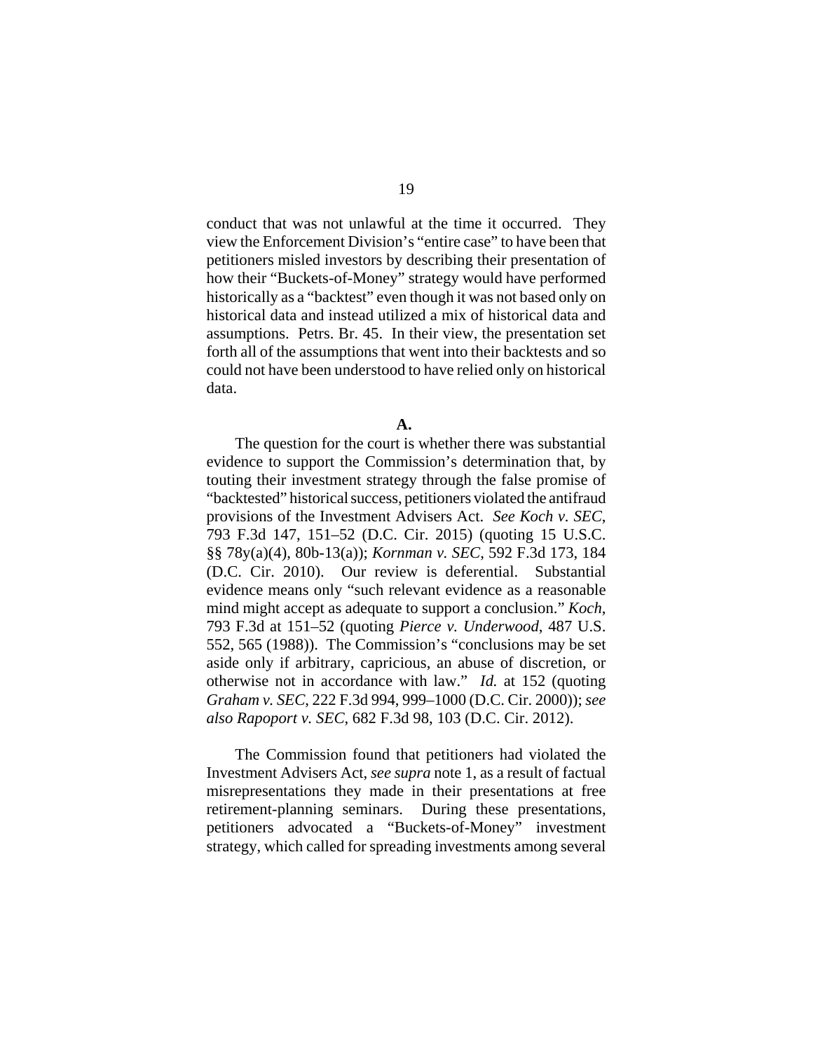conduct that was not unlawful at the time it occurred. They view the Enforcement Division's "entire case" to have been that petitioners misled investors by describing their presentation of how their "Buckets-of-Money" strategy would have performed historically as a "backtest" even though it was not based only on historical data and instead utilized a mix of historical data and assumptions. Petrs. Br. 45. In their view, the presentation set forth all of the assumptions that went into their backtests and so could not have been understood to have relied only on historical data.

**A.**

The question for the court is whether there was substantial evidence to support the Commission's determination that, by touting their investment strategy through the false promise of "backtested" historical success, petitioners violated the antifraud provisions of the Investment Advisers Act. *See Koch v. SEC*, 793 F.3d 147, 151–52 (D.C. Cir. 2015) (quoting 15 U.S.C. §§ 78y(a)(4), 80b-13(a)); *Kornman v. SEC*, 592 F.3d 173, 184 (D.C. Cir. 2010). Our review is deferential. Substantial evidence means only "such relevant evidence as a reasonable mind might accept as adequate to support a conclusion." *Koch*, 793 F.3d at 151–52 (quoting *Pierce v. Underwood*, 487 U.S. 552, 565 (1988)). The Commission's "conclusions may be set aside only if arbitrary, capricious, an abuse of discretion, or otherwise not in accordance with law." *Id.* at 152 (quoting *Graham v. SEC*, 222 F.3d 994, 999–1000 (D.C. Cir. 2000)); *see also Rapoport v. SEC*, 682 F.3d 98, 103 (D.C. Cir. 2012).

The Commission found that petitioners had violated the Investment Advisers Act, *see supra* note 1, as a result of factual misrepresentations they made in their presentations at free retirement-planning seminars. During these presentations, petitioners advocated a "Buckets-of-Money" investment strategy, which called for spreading investments among several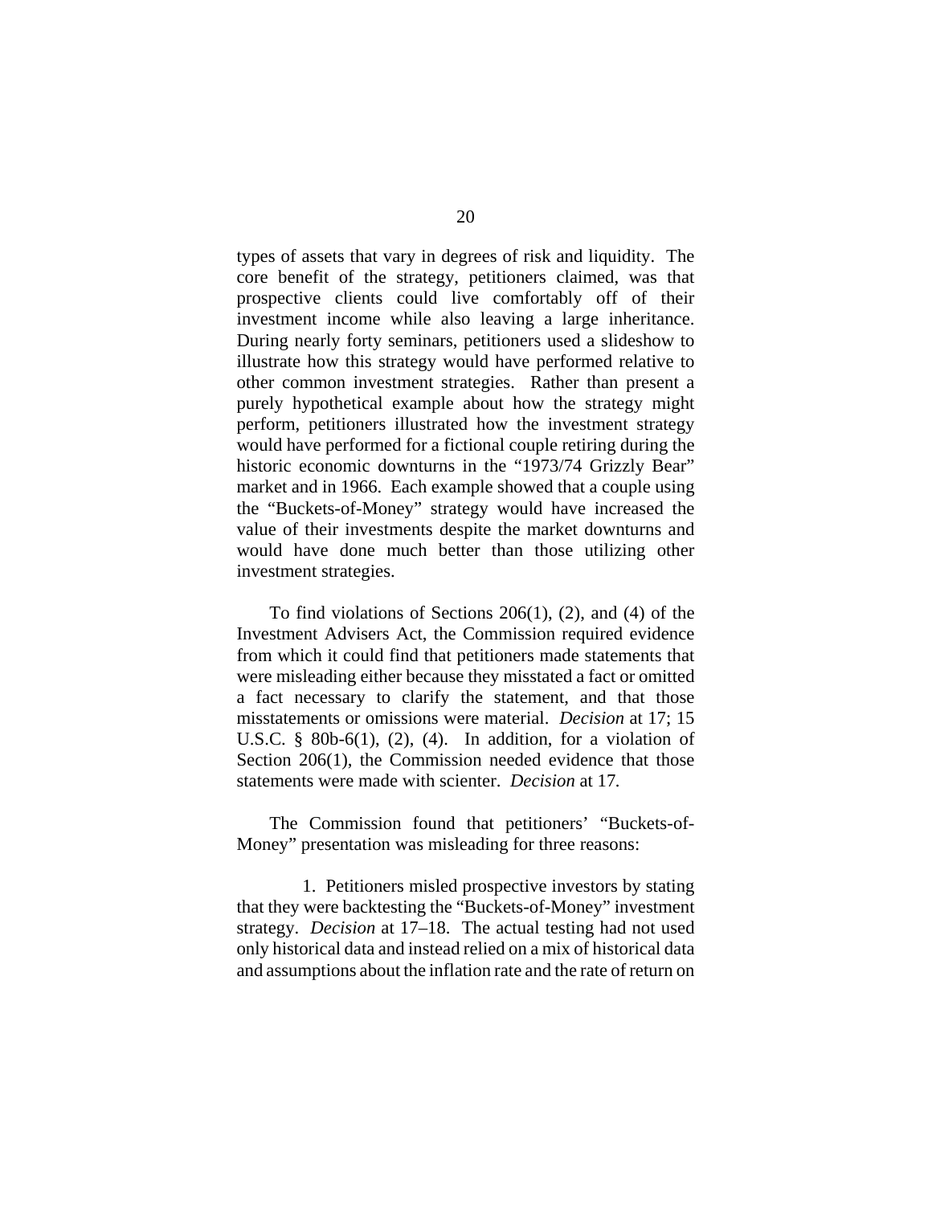types of assets that vary in degrees of risk and liquidity. The core benefit of the strategy, petitioners claimed, was that prospective clients could live comfortably off of their investment income while also leaving a large inheritance. During nearly forty seminars, petitioners used a slideshow to illustrate how this strategy would have performed relative to other common investment strategies. Rather than present a purely hypothetical example about how the strategy might perform, petitioners illustrated how the investment strategy would have performed for a fictional couple retiring during the historic economic downturns in the "1973/74 Grizzly Bear" market and in 1966. Each example showed that a couple using the "Buckets-of-Money" strategy would have increased the value of their investments despite the market downturns and would have done much better than those utilizing other investment strategies.

To find violations of Sections 206(1), (2), and (4) of the Investment Advisers Act, the Commission required evidence from which it could find that petitioners made statements that were misleading either because they misstated a fact or omitted a fact necessary to clarify the statement, and that those misstatements or omissions were material. *Decision* at 17; 15 U.S.C. § 80b-6(1), (2), (4). In addition, for a violation of Section 206(1), the Commission needed evidence that those statements were made with scienter. *Decision* at 17.

The Commission found that petitioners' "Buckets-of-Money" presentation was misleading for three reasons:

1. Petitioners misled prospective investors by stating that they were backtesting the "Buckets-of-Money" investment strategy. *Decision* at 17–18. The actual testing had not used only historical data and instead relied on a mix of historical data and assumptions about the inflation rate and the rate of return on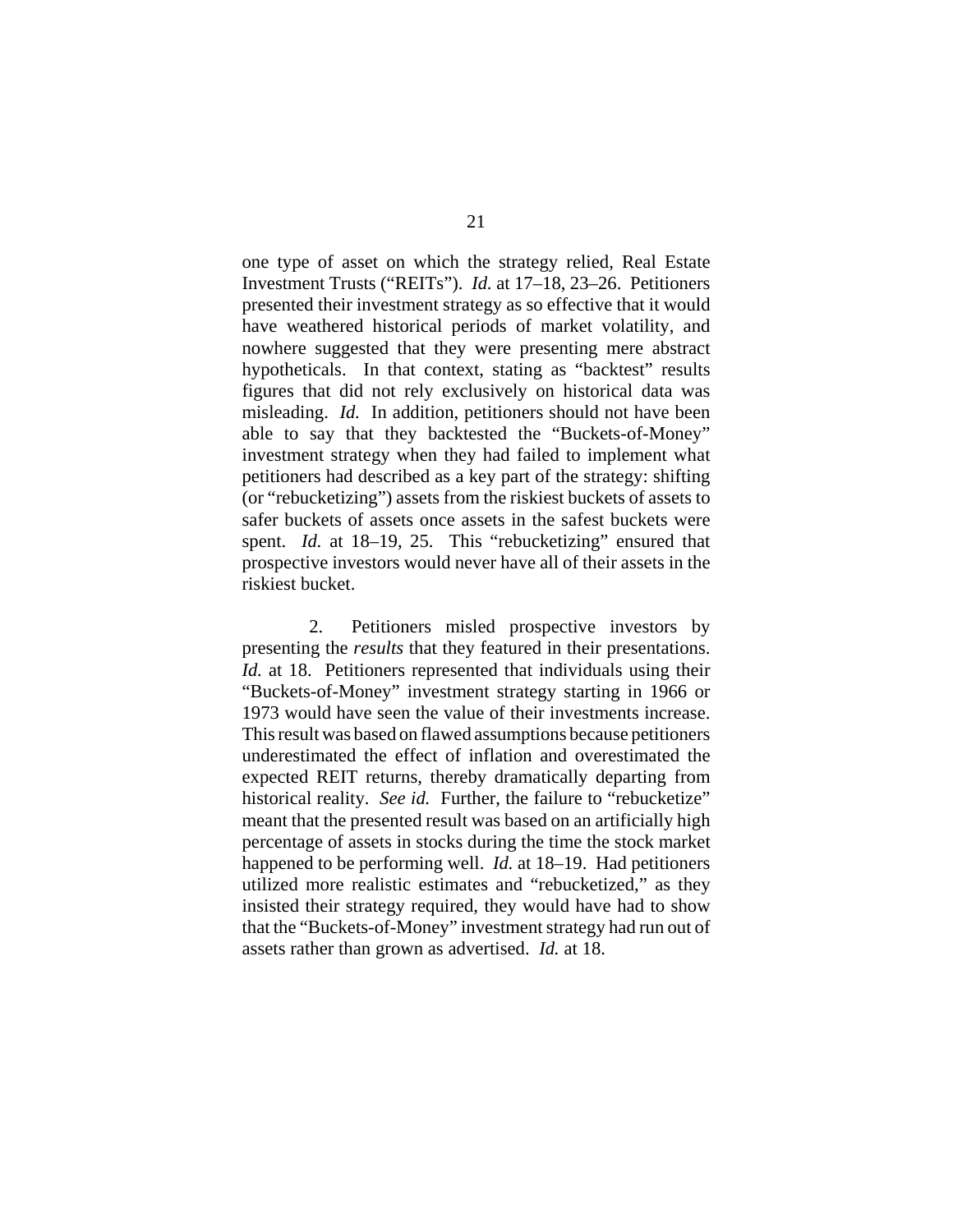one type of asset on which the strategy relied, Real Estate Investment Trusts ("REITs"). *Id.* at 17–18, 23–26. Petitioners presented their investment strategy as so effective that it would have weathered historical periods of market volatility, and nowhere suggested that they were presenting mere abstract hypotheticals. In that context, stating as "backtest" results figures that did not rely exclusively on historical data was misleading. *Id.* In addition, petitioners should not have been able to say that they backtested the "Buckets-of-Money" investment strategy when they had failed to implement what petitioners had described as a key part of the strategy: shifting (or "rebucketizing") assets from the riskiest buckets of assets to safer buckets of assets once assets in the safest buckets were spent. *Id.* at 18–19, 25. This "rebucketizing" ensured that prospective investors would never have all of their assets in the riskiest bucket.

2. Petitioners misled prospective investors by presenting the *results* that they featured in their presentations. *Id.* at 18. Petitioners represented that individuals using their "Buckets-of-Money" investment strategy starting in 1966 or 1973 would have seen the value of their investments increase. This result was based on flawed assumptions because petitioners underestimated the effect of inflation and overestimated the expected REIT returns, thereby dramatically departing from historical reality. *See id.* Further, the failure to "rebucketize" meant that the presented result was based on an artificially high percentage of assets in stocks during the time the stock market happened to be performing well. *Id.* at 18–19. Had petitioners utilized more realistic estimates and "rebucketized," as they insisted their strategy required, they would have had to show that the "Buckets-of-Money" investment strategy had run out of assets rather than grown as advertised. *Id.* at 18.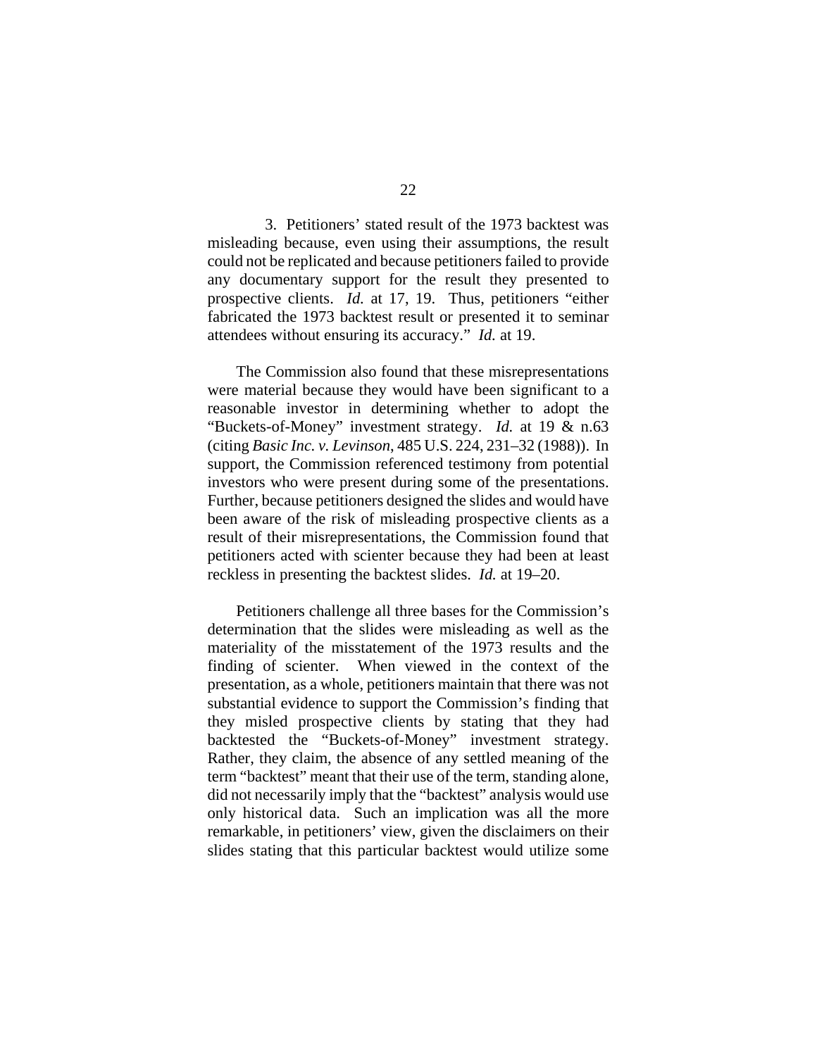3. Petitioners' stated result of the 1973 backtest was misleading because, even using their assumptions, the result could not be replicated and because petitioners failed to provide any documentary support for the result they presented to prospective clients. *Id.* at 17, 19. Thus, petitioners "either fabricated the 1973 backtest result or presented it to seminar attendees without ensuring its accuracy." *Id.* at 19.

The Commission also found that these misrepresentations were material because they would have been significant to a reasonable investor in determining whether to adopt the "Buckets-of-Money" investment strategy. *Id.* at 19 & n.63 (citing *Basic Inc. v. Levinson*, 485 U.S. 224, 231–32 (1988)). In support, the Commission referenced testimony from potential investors who were present during some of the presentations. Further, because petitioners designed the slides and would have been aware of the risk of misleading prospective clients as a result of their misrepresentations, the Commission found that petitioners acted with scienter because they had been at least reckless in presenting the backtest slides. *Id.* at 19–20.

Petitioners challenge all three bases for the Commission's determination that the slides were misleading as well as the materiality of the misstatement of the 1973 results and the finding of scienter. When viewed in the context of the presentation, as a whole, petitioners maintain that there was not substantial evidence to support the Commission's finding that they misled prospective clients by stating that they had backtested the "Buckets-of-Money" investment strategy. Rather, they claim, the absence of any settled meaning of the term "backtest" meant that their use of the term, standing alone, did not necessarily imply that the "backtest" analysis would use only historical data. Such an implication was all the more remarkable, in petitioners' view, given the disclaimers on their slides stating that this particular backtest would utilize some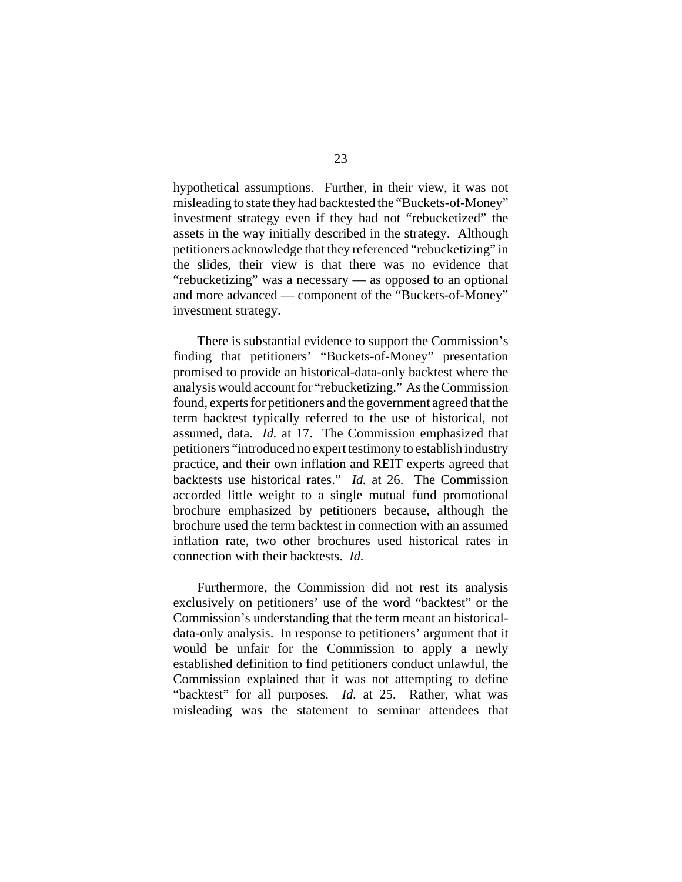hypothetical assumptions. Further, in their view, it was not misleading to state they had backtested the "Buckets-of-Money" investment strategy even if they had not "rebucketized" the assets in the way initially described in the strategy. Although petitioners acknowledge that they referenced "rebucketizing" in the slides, their view is that there was no evidence that "rebucketizing" was a necessary — as opposed to an optional and more advanced — component of the "Buckets-of-Money" investment strategy.

There is substantial evidence to support the Commission's finding that petitioners' "Buckets-of-Money" presentation promised to provide an historical-data-only backtest where the analysis would account for "rebucketizing." As the Commission found, experts for petitioners and the government agreed that the term backtest typically referred to the use of historical, not assumed, data. *Id.* at 17. The Commission emphasized that petitioners "introduced no expert testimony to establish industry practice, and their own inflation and REIT experts agreed that backtests use historical rates." *Id.* at 26. The Commission accorded little weight to a single mutual fund promotional brochure emphasized by petitioners because, although the brochure used the term backtest in connection with an assumed inflation rate, two other brochures used historical rates in connection with their backtests. *Id.*

Furthermore, the Commission did not rest its analysis exclusively on petitioners' use of the word "backtest" or the Commission's understanding that the term meant an historical-data-only analysis. In response to petitioners' argument that it would be unfair for the Commission to apply a newly established definition to find petitioners conduct unlawful, the Commission explained that it was not attempting to define "backtest" for all purposes. *Id.* at 25. Rather, what was misleading was the statement to seminar attendees that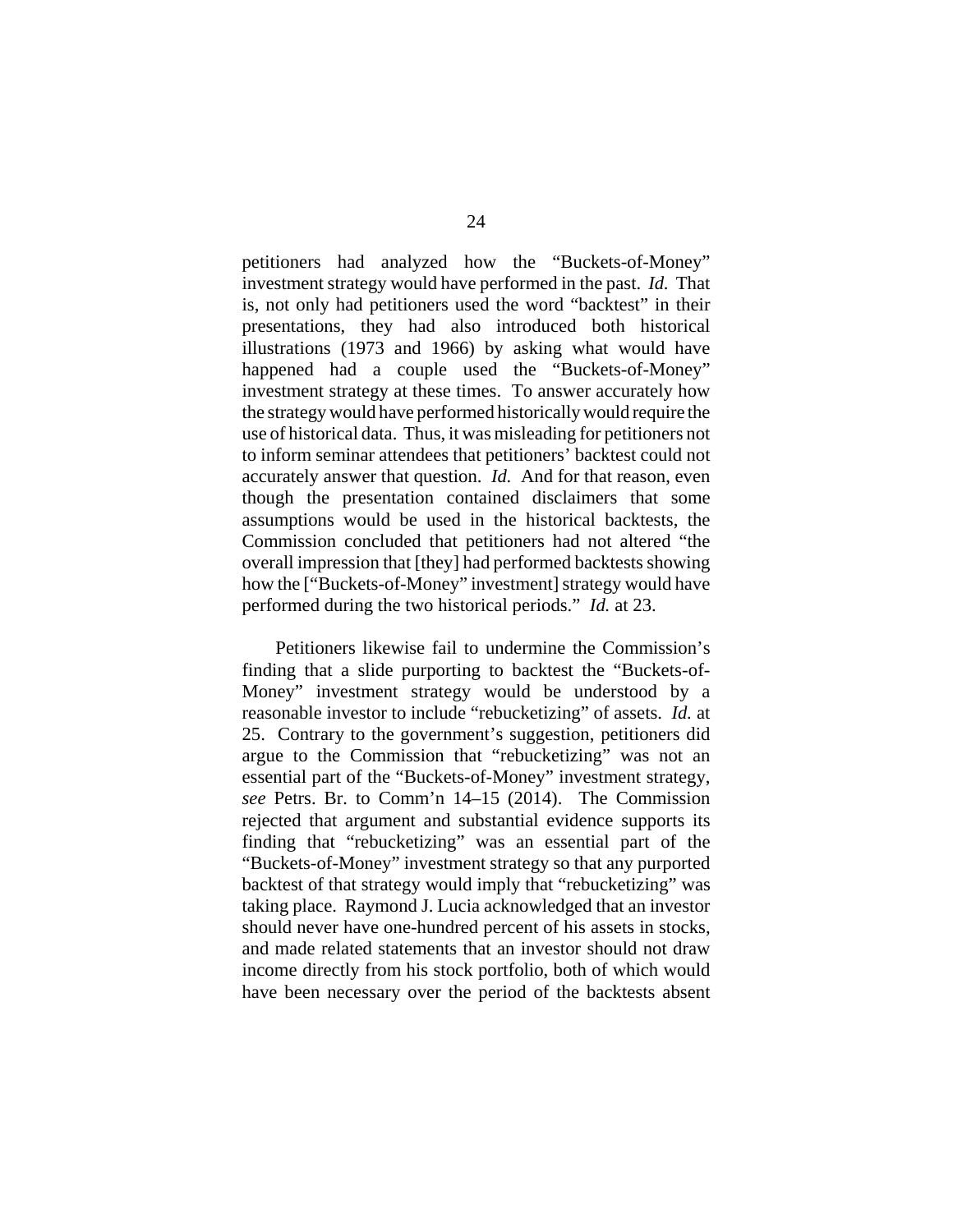petitioners had analyzed how the "Buckets-of-Money" investment strategy would have performed in the past. *Id.* That is, not only had petitioners used the word "backtest" in their presentations, they had also introduced both historical illustrations (1973 and 1966) by asking what would have happened had a couple used the "Buckets-of-Money" investment strategy at these times. To answer accurately how the strategy would have performed historically would require the use of historical data. Thus, it was misleading for petitioners not to inform seminar attendees that petitioners' backtest could not accurately answer that question. *Id.* And for that reason, even though the presentation contained disclaimers that some assumptions would be used in the historical backtests, the Commission concluded that petitioners had not altered "the overall impression that [they] had performed backtests showing how the ["Buckets-of-Money" investment] strategy would have performed during the two historical periods." *Id.* at 23.

Petitioners likewise fail to undermine the Commission's finding that a slide purporting to backtest the "Buckets-of-Money" investment strategy would be understood by a reasonable investor to include "rebucketizing" of assets. *Id.* at 25. Contrary to the government's suggestion, petitioners did argue to the Commission that "rebucketizing" was not an essential part of the "Buckets-of-Money" investment strategy, *see* Petrs. Br. to Comm'n 14–15 (2014). The Commission rejected that argument and substantial evidence supports its finding that "rebucketizing" was an essential part of the "Buckets-of-Money" investment strategy so that any purported backtest of that strategy would imply that "rebucketizing" was taking place. Raymond J. Lucia acknowledged that an investor should never have one-hundred percent of his assets in stocks, and made related statements that an investor should not draw income directly from his stock portfolio, both of which would have been necessary over the period of the backtests absent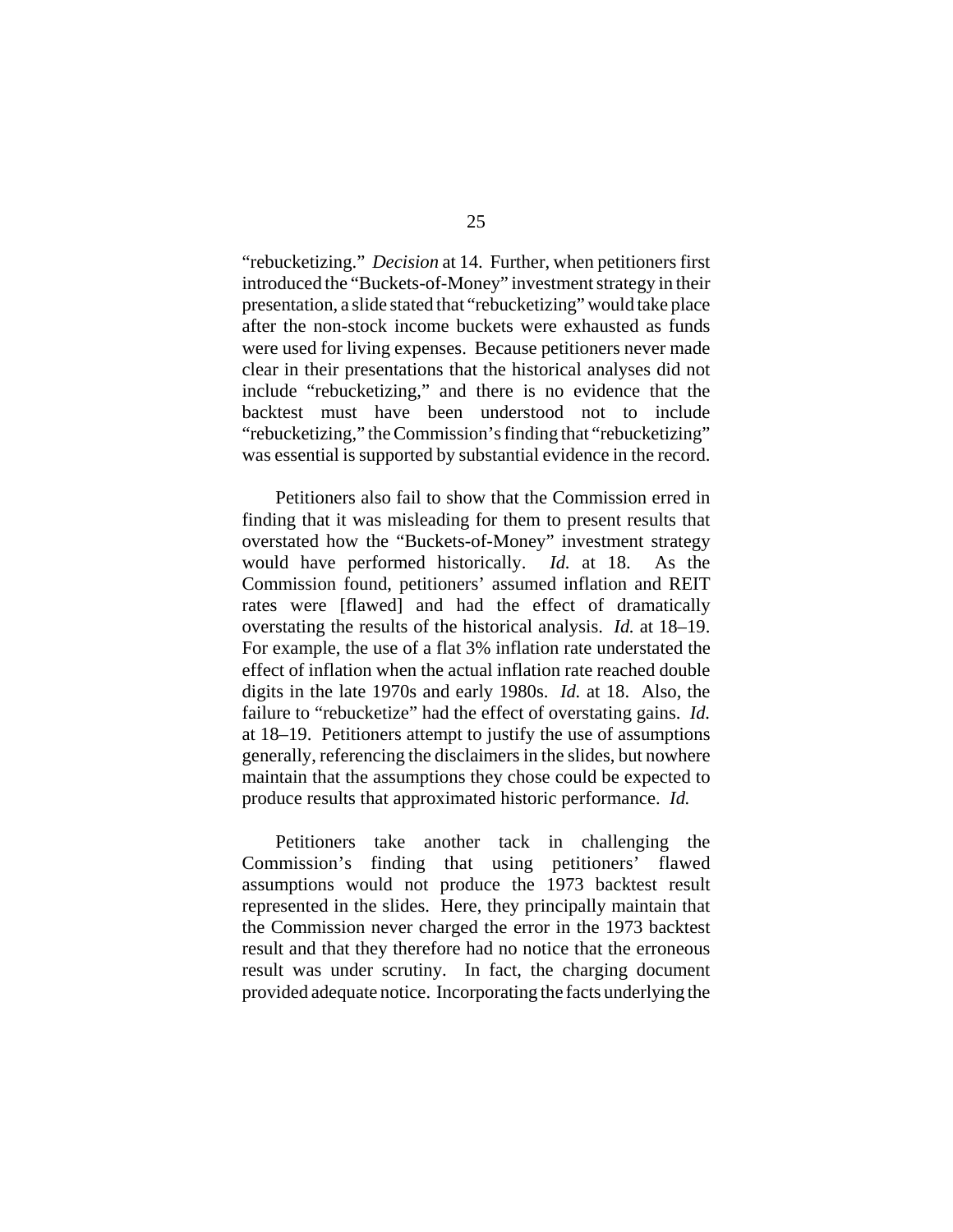"rebucketizing." *Decision* at 14. Further, when petitioners first introduced the "Buckets-of-Money" investment strategy in their presentation, a slide stated that "rebucketizing" would take place after the non-stock income buckets were exhausted as funds were used for living expenses. Because petitioners never made clear in their presentations that the historical analyses did not include "rebucketizing," and there is no evidence that the backtest must have been understood not to include "rebucketizing," the Commission's finding that "rebucketizing" was essential is supported by substantial evidence in the record.

Petitioners also fail to show that the Commission erred in finding that it was misleading for them to present results that overstated how the "Buckets-of-Money" investment strategy would have performed historically. *Id.* at 18. As the Commission found, petitioners' assumed inflation and REIT rates were [flawed] and had the effect of dramatically overstating the results of the historical analysis. *Id.* at 18–19. For example, the use of a flat 3% inflation rate understated the effect of inflation when the actual inflation rate reached double digits in the late 1970s and early 1980s. *Id.* at 18. Also, the failure to "rebucketize" had the effect of overstating gains. *Id.* at 18–19. Petitioners attempt to justify the use of assumptions generally, referencing the disclaimers in the slides, but nowhere maintain that the assumptions they chose could be expected to produce results that approximated historic performance. *Id.*

Petitioners take another tack in challenging the Commission's finding that using petitioners' flawed assumptions would not produce the 1973 backtest result represented in the slides. Here, they principally maintain that the Commission never charged the error in the 1973 backtest result and that they therefore had no notice that the erroneous result was under scrutiny. In fact, the charging document provided adequate notice. Incorporating the facts underlying the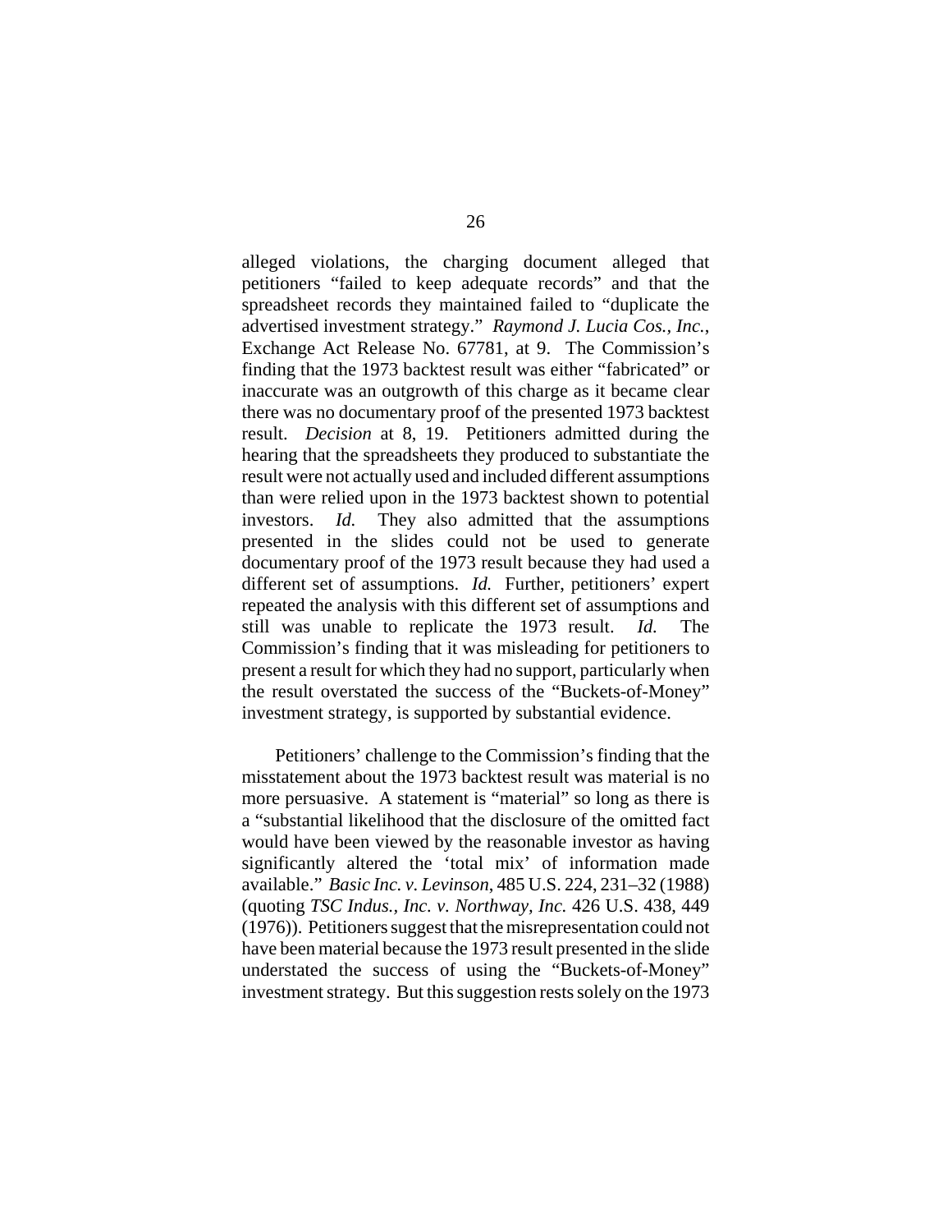alleged violations, the charging document alleged that petitioners "failed to keep adequate records" and that the spreadsheet records they maintained failed to "duplicate the advertised investment strategy." *Raymond J. Lucia Cos., Inc.*, Exchange Act Release No. 67781, at 9. The Commission's finding that the 1973 backtest result was either "fabricated" or inaccurate was an outgrowth of this charge as it became clear there was no documentary proof of the presented 1973 backtest result. *Decision* at 8, 19. Petitioners admitted during the hearing that the spreadsheets they produced to substantiate the result were not actually used and included different assumptions than were relied upon in the 1973 backtest shown to potential investors. *Id.* They also admitted that the assumptions presented in the slides could not be used to generate documentary proof of the 1973 result because they had used a different set of assumptions. *Id.* Further, petitioners' expert repeated the analysis with this different set of assumptions and still was unable to replicate the 1973 result. *Id.* The Commission's finding that it was misleading for petitioners to present a result for which they had no support, particularly when the result overstated the success of the "Buckets-of-Money" investment strategy, is supported by substantial evidence.

Petitioners' challenge to the Commission's finding that the misstatement about the 1973 backtest result was material is no more persuasive. A statement is "material" so long as there is a "substantial likelihood that the disclosure of the omitted fact would have been viewed by the reasonable investor as having significantly altered the 'total mix' of information made available." *Basic Inc. v. Levinson*, 485 U.S. 224, 231–32 (1988) (quoting *TSC Indus., Inc. v. Northway, Inc.* 426 U.S. 438, 449 (1976)). Petitioners suggest that the misrepresentation could not have been material because the 1973 result presented in the slide understated the success of using the "Buckets-of-Money" investment strategy. But this suggestion rests solely on the 1973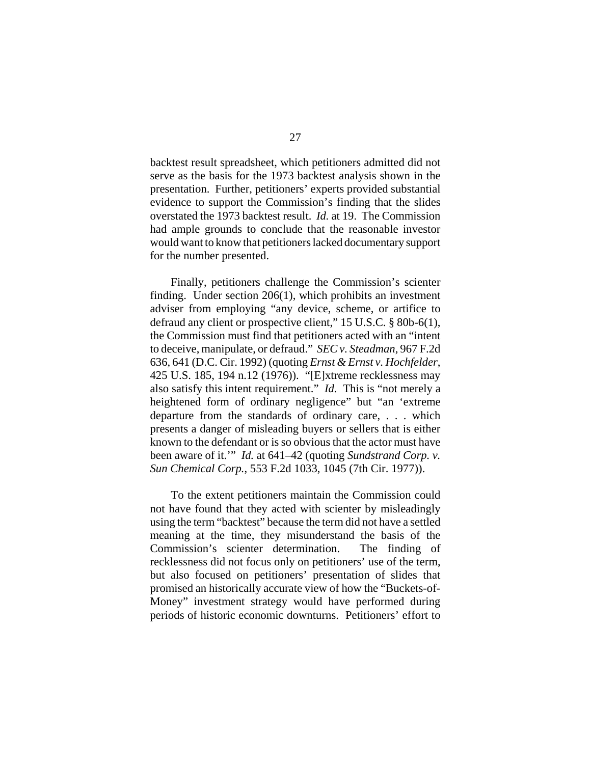backtest result spreadsheet, which petitioners admitted did not serve as the basis for the 1973 backtest analysis shown in the presentation. Further, petitioners' experts provided substantial evidence to support the Commission's finding that the slides overstated the 1973 backtest result. *Id.* at 19. The Commission had ample grounds to conclude that the reasonable investor would want to know that petitioners lacked documentary support for the number presented.

Finally, petitioners challenge the Commission's scienter finding. Under section 206(1), which prohibits an investment adviser from employing "any device, scheme, or artifice to defraud any client or prospective client," 15 U.S.C. § 80b-6(1), the Commission must find that petitioners acted with an "intent to deceive, manipulate, or defraud." *SEC v. Steadman*, 967 F.2d 636, 641 (D.C. Cir. 1992) (quoting *Ernst & Ernst v. Hochfelder*, 425 U.S. 185, 194 n.12 (1976)). "[E]xtreme recklessness may also satisfy this intent requirement." *Id.* This is "not merely a heightened form of ordinary negligence" but "an 'extreme departure from the standards of ordinary care, . . . which presents a danger of misleading buyers or sellers that is either known to the defendant or is so obvious that the actor must have been aware of it.'" *Id.* at 641–42 (quoting *Sundstrand Corp. v. Sun Chemical Corp.*, 553 F.2d 1033, 1045 (7th Cir. 1977)).

To the extent petitioners maintain the Commission could not have found that they acted with scienter by misleadingly using the term "backtest" because the term did not have a settled meaning at the time, they misunderstand the basis of the Commission's scienter determination. The finding of recklessness did not focus only on petitioners' use of the term, but also focused on petitioners' presentation of slides that promised an historically accurate view of how the "Buckets-of-Money" investment strategy would have performed during periods of historic economic downturns. Petitioners' effort to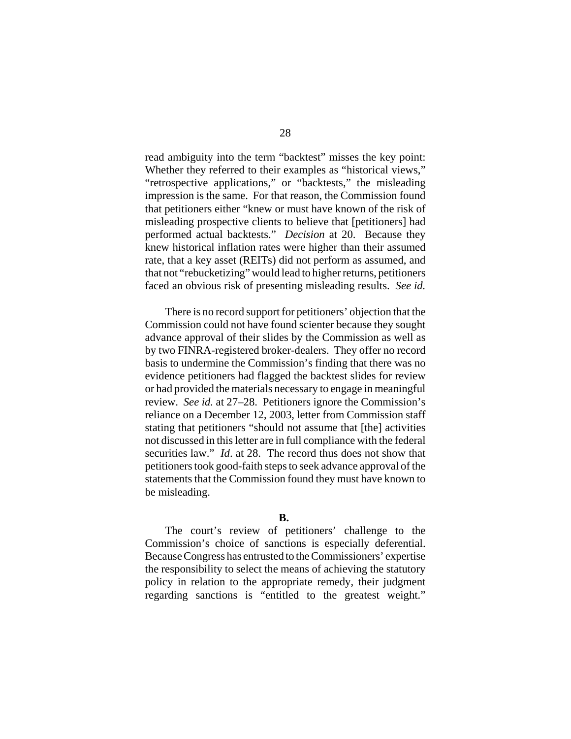read ambiguity into the term "backtest" misses the key point: Whether they referred to their examples as "historical views," "retrospective applications," or "backtests," the misleading impression is the same. For that reason, the Commission found that petitioners either "knew or must have known of the risk of misleading prospective clients to believe that [petitioners] had performed actual backtests." *Decision* at 20. Because they knew historical inflation rates were higher than their assumed rate, that a key asset (REITs) did not perform as assumed, and that not "rebucketizing" would lead to higher returns, petitioners faced an obvious risk of presenting misleading results. *See id.*

There is no record support for petitioners' objection that the Commission could not have found scienter because they sought advance approval of their slides by the Commission as well as by two FINRA-registered broker-dealers. They offer no record basis to undermine the Commission's finding that there was no evidence petitioners had flagged the backtest slides for review or had provided the materials necessary to engage in meaningful review. *See id.* at 27–28. Petitioners ignore the Commission's reliance on a December 12, 2003, letter from Commission staff stating that petitioners "should not assume that [the] activities not discussed in this letter are in full compliance with the federal securities law." *Id*. at 28. The record thus does not show that petitioners took good-faith steps to seek advance approval of the statements that the Commission found they must have known to be misleading.

**B.**

The court's review of petitioners' challenge to the Commission's choice of sanctions is especially deferential. Because Congress has entrusted to the Commissioners' expertise the responsibility to select the means of achieving the statutory policy in relation to the appropriate remedy, their judgment regarding sanctions is "entitled to the greatest weight."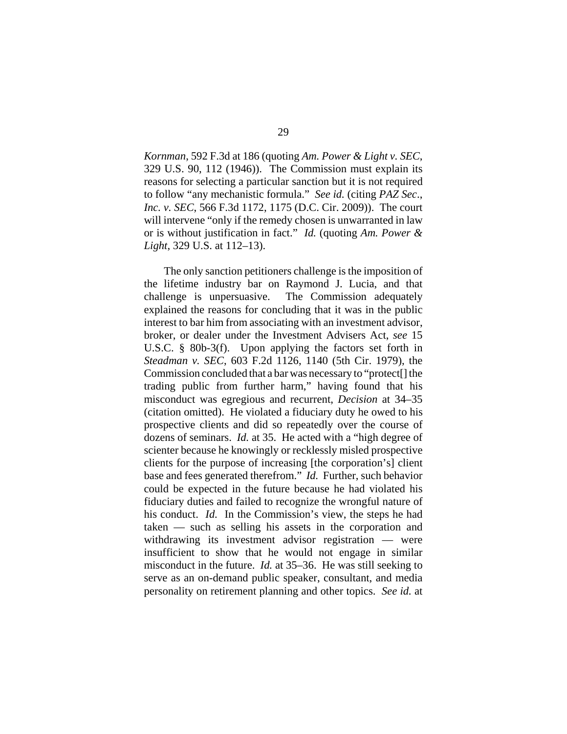*Kornman*, 592 F.3d at 186 (quoting *Am. Power & Light v. SEC*, 329 U.S. 90, 112 (1946)). The Commission must explain its reasons for selecting a particular sanction but it is not required to follow "any mechanistic formula." *See id.* (citing *PAZ Sec*., *Inc. v. SEC*, 566 F.3d 1172, 1175 (D.C. Cir. 2009)). The court will intervene "only if the remedy chosen is unwarranted in law or is without justification in fact." *Id.* (quoting *Am. Power & Light*, 329 U.S. at 112–13).

The only sanction petitioners challenge is the imposition of the lifetime industry bar on Raymond J. Lucia, and that challenge is unpersuasive. The Commission adequately explained the reasons for concluding that it was in the public interest to bar him from associating with an investment advisor, broker, or dealer under the Investment Advisers Act, *see* 15 U.S.C. § 80b-3(f). Upon applying the factors set forth in *Steadman v. SEC*, 603 F.2d 1126, 1140 (5th Cir. 1979), the Commission concluded that a bar was necessary to "protect[] the trading public from further harm," having found that his misconduct was egregious and recurrent, *Decision* at 34–35 (citation omitted). He violated a fiduciary duty he owed to his prospective clients and did so repeatedly over the course of dozens of seminars. *Id.* at 35. He acted with a "high degree of scienter because he knowingly or recklessly misled prospective clients for the purpose of increasing [the corporation's] client base and fees generated therefrom." *Id.* Further, such behavior could be expected in the future because he had violated his fiduciary duties and failed to recognize the wrongful nature of his conduct. *Id.* In the Commission's view, the steps he had taken — such as selling his assets in the corporation and withdrawing its investment advisor registration — were insufficient to show that he would not engage in similar misconduct in the future. *Id.* at 35–36. He was still seeking to serve as an on-demand public speaker, consultant, and media personality on retirement planning and other topics. *See id.* at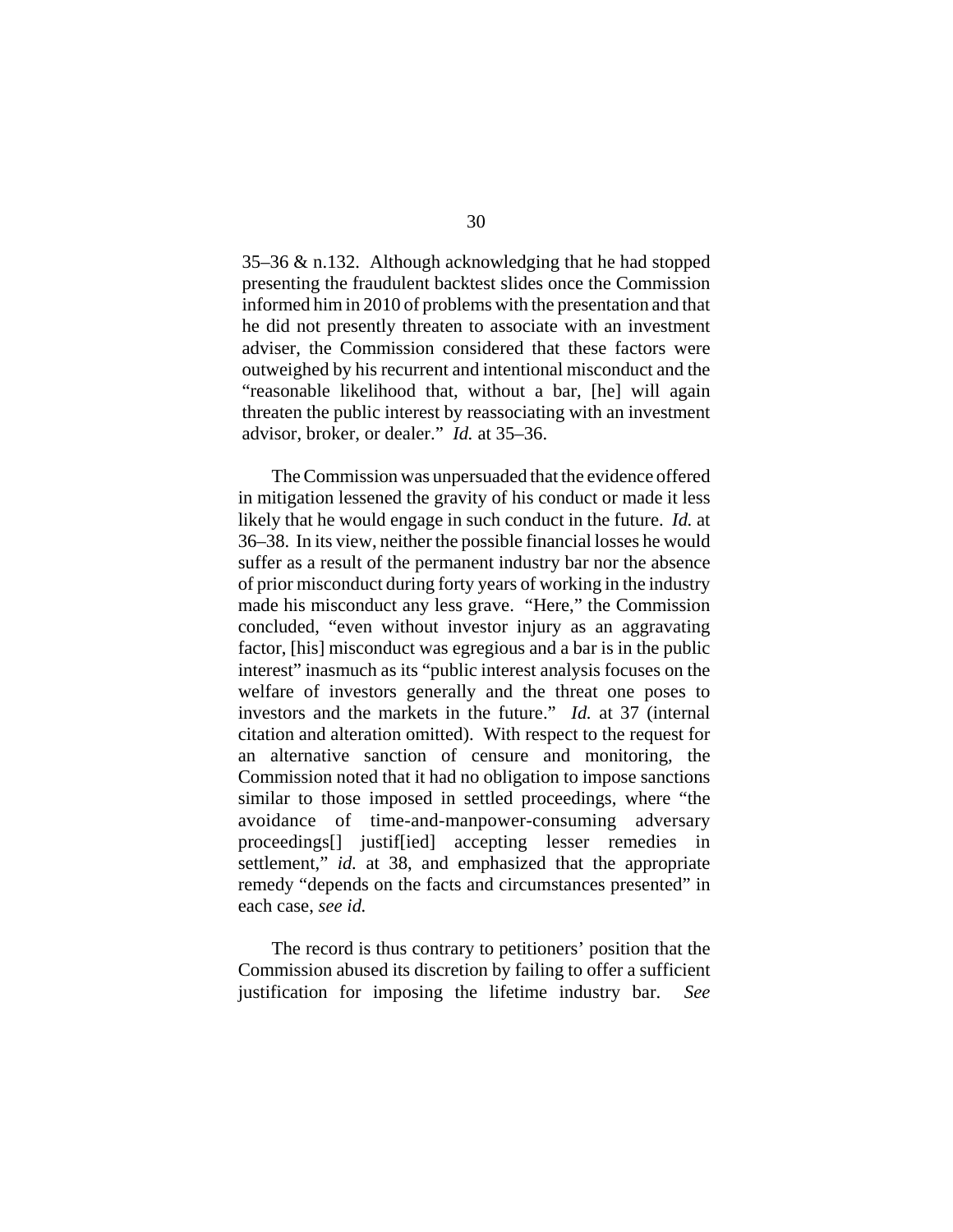35–36 & n.132. Although acknowledging that he had stopped presenting the fraudulent backtest slides once the Commission informed him in 2010 of problems with the presentation and that he did not presently threaten to associate with an investment adviser, the Commission considered that these factors were outweighed by his recurrent and intentional misconduct and the "reasonable likelihood that, without a bar, [he] will again threaten the public interest by reassociating with an investment advisor, broker, or dealer." *Id.* at 35–36.

The Commission was unpersuaded that the evidence offered in mitigation lessened the gravity of his conduct or made it less likely that he would engage in such conduct in the future. *Id.* at 36–38. In its view, neither the possible financial losses he would suffer as a result of the permanent industry bar nor the absence of prior misconduct during forty years of working in the industry made his misconduct any less grave. "Here," the Commission concluded, "even without investor injury as an aggravating factor, [his] misconduct was egregious and a bar is in the public interest" inasmuch as its "public interest analysis focuses on the welfare of investors generally and the threat one poses to investors and the markets in the future." *Id.* at 37 (internal citation and alteration omitted). With respect to the request for an alternative sanction of censure and monitoring, the Commission noted that it had no obligation to impose sanctions similar to those imposed in settled proceedings, where "the avoidance of time-and-manpower-consuming adversary proceedings[] justif[ied] accepting lesser remedies in settlement," *id.* at 38, and emphasized that the appropriate remedy "depends on the facts and circumstances presented" in each case, *see id.*

The record is thus contrary to petitioners' position that the Commission abused its discretion by failing to offer a sufficient justification for imposing the lifetime industry bar. *See*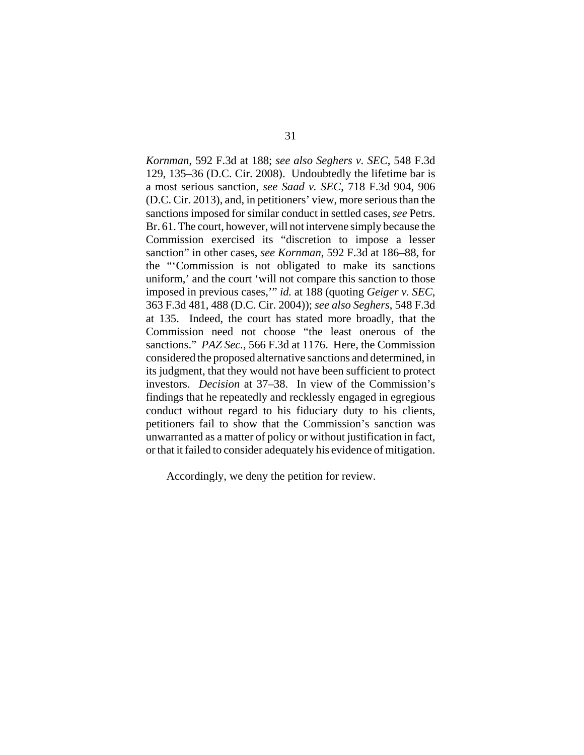*Kornman*, 592 F.3d at 188; *see also Seghers v. SEC*, 548 F.3d 129, 135–36 (D.C. Cir. 2008). Undoubtedly the lifetime bar is a most serious sanction, *see Saad v. SEC*, 718 F.3d 904, 906 (D.C. Cir. 2013), and, in petitioners' view, more serious than the sanctions imposed for similar conduct in settled cases, *see* Petrs. Br. 61. The court, however, will not intervene simply because the Commission exercised its "discretion to impose a lesser sanction" in other cases, *see Kornman*, 592 F.3d at 186–88, for the "'Commission is not obligated to make its sanctions uniform,' and the court 'will not compare this sanction to those imposed in previous cases,'" *id.* at 188 (quoting *Geiger v. SEC*, 363 F.3d 481, 488 (D.C. Cir. 2004)); *see also Seghers*, 548 F.3d at 135. Indeed, the court has stated more broadly, that the Commission need not choose "the least onerous of the sanctions." *PAZ Sec.*, 566 F.3d at 1176. Here, the Commission considered the proposed alternative sanctions and determined, in its judgment, that they would not have been sufficient to protect investors. *Decision* at 37–38. In view of the Commission's findings that he repeatedly and recklessly engaged in egregious conduct without regard to his fiduciary duty to his clients, petitioners fail to show that the Commission's sanction was unwarranted as a matter of policy or without justification in fact, or that it failed to consider adequately his evidence of mitigation.

Accordingly, we deny the petition for review.